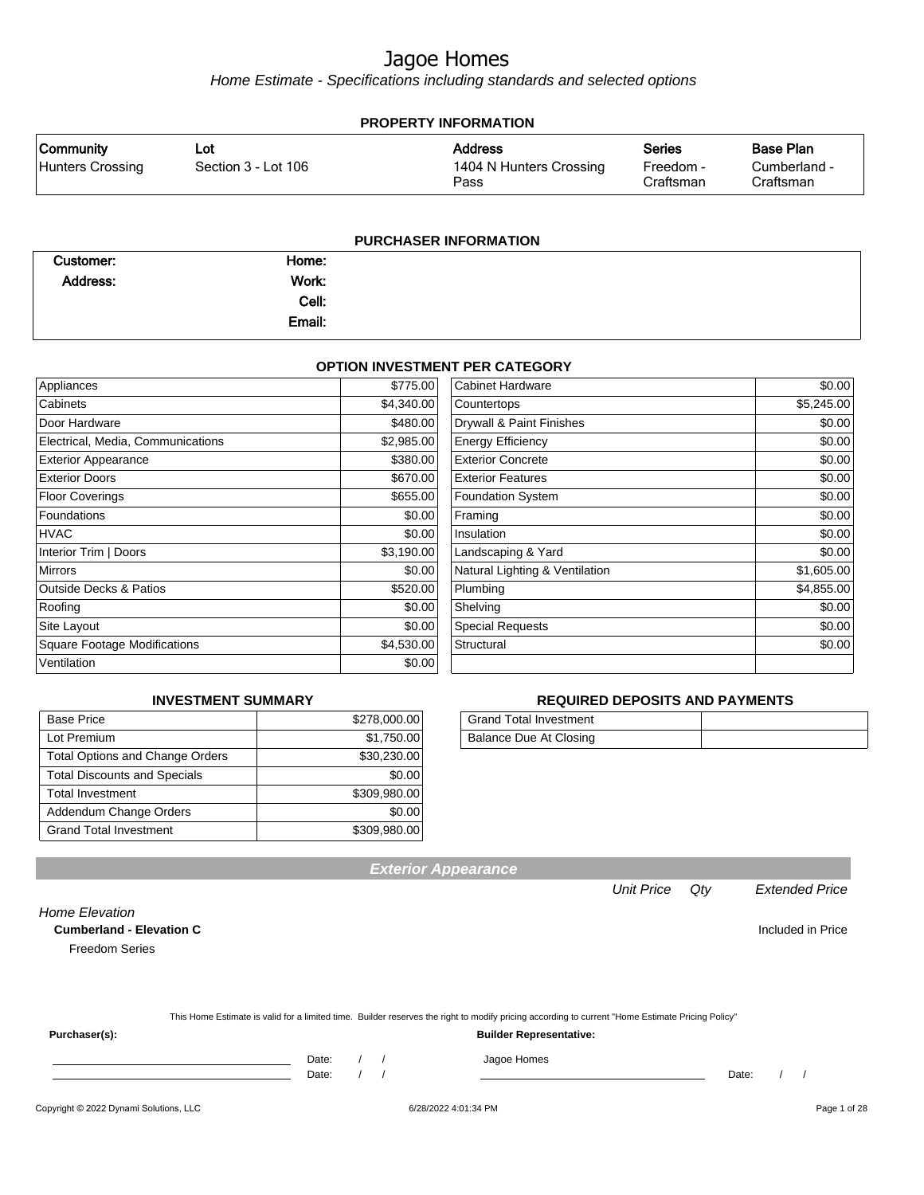# Jagoe Homes

*Home Estimate - Specifications including standards and selected options*

## PROPERTY INFORMATION

| Community | Lot | Address | Series | Base Plan |
|---|---|---|---|---|
| Hunters Crossing | Section 3 - Lot 106 | 1404 N Hunters Crossing Pass | Freedom - Craftsman | Cumberland - Craftsman |

## PURCHASER INFORMATION

| | | | |
|---|---|---|---|
| Customer: | | Home: | |
| Address: | | Work: | |
| | | Cell: | |
| | | Email: | |

## OPTION INVESTMENT PER CATEGORY

| Category | Amount | Category | Amount |
|---|---|---|---|
| Appliances | $775.00 | Cabinet Hardware | $0.00 |
| Cabinets | $4,340.00 | Countertops | $5,245.00 |
| Door Hardware | $480.00 | Drywall & Paint Finishes | $0.00 |
| Electrical, Media, Communications | $2,985.00 | Energy Efficiency | $0.00 |
| Exterior Appearance | $380.00 | Exterior Concrete | $0.00 |
| Exterior Doors | $670.00 | Exterior Features | $0.00 |
| Floor Coverings | $655.00 | Foundation System | $0.00 |
| Foundations | $0.00 | Framing | $0.00 |
| HVAC | $0.00 | Insulation | $0.00 |
| Interior Trim \| Doors | $3,190.00 | Landscaping & Yard | $0.00 |
| Mirrors | $0.00 | Natural Lighting & Ventilation | $1,605.00 |
| Outside Decks & Patios | $520.00 | Plumbing | $4,855.00 |
| Roofing | $0.00 | Shelving | $0.00 |
| Site Layout | $0.00 | Special Requests | $0.00 |
| Square Footage Modifications | $4,530.00 | Structural | $0.00 |
| Ventilation | $0.00 | | |

## INVESTMENT SUMMARY

| | |
|---|---|
| Base Price | $278,000.00 |
| Lot Premium | $1,750.00 |
| Total Options and Change Orders | $30,230.00 |
| Total Discounts and Specials | $0.00 |
| Total Investment | $309,980.00 |
| Addendum Change Orders | $0.00 |
| Grand Total Investment | $309,980.00 |

## REQUIRED DEPOSITS AND PAYMENTS

| | |
|---|---|
| Grand Total Investment | |
| Balance Due At Closing | |

## Exterior Appearance

| | Unit Price | Qty | Extended Price |
|---|---|---|---|
| *Home Elevation* | | | |
| **Cumberland - Elevation C** | | | Included in Price |
| Freedom Series | | | |

This Home Estimate is valid for a limited time. Builder reserves the right to modify pricing according to current "Home Estimate Pricing Policy"

**Purchaser(s):**

\_\_\_\_\_\_\_\_\_\_\_\_\_\_\_\_\_\_\_\_ Date: / /

\_\_\_\_\_\_\_\_\_\_\_\_\_\_\_\_\_\_\_\_ Date: / /

**Builder Representative:**

Jagoe Homes

\_\_\_\_\_\_\_\_\_\_\_\_\_\_\_\_\_\_\_\_ Date: / /

Copyright © 2022 Dynami Solutions, LLC 6/28/2022 4:01:34 PM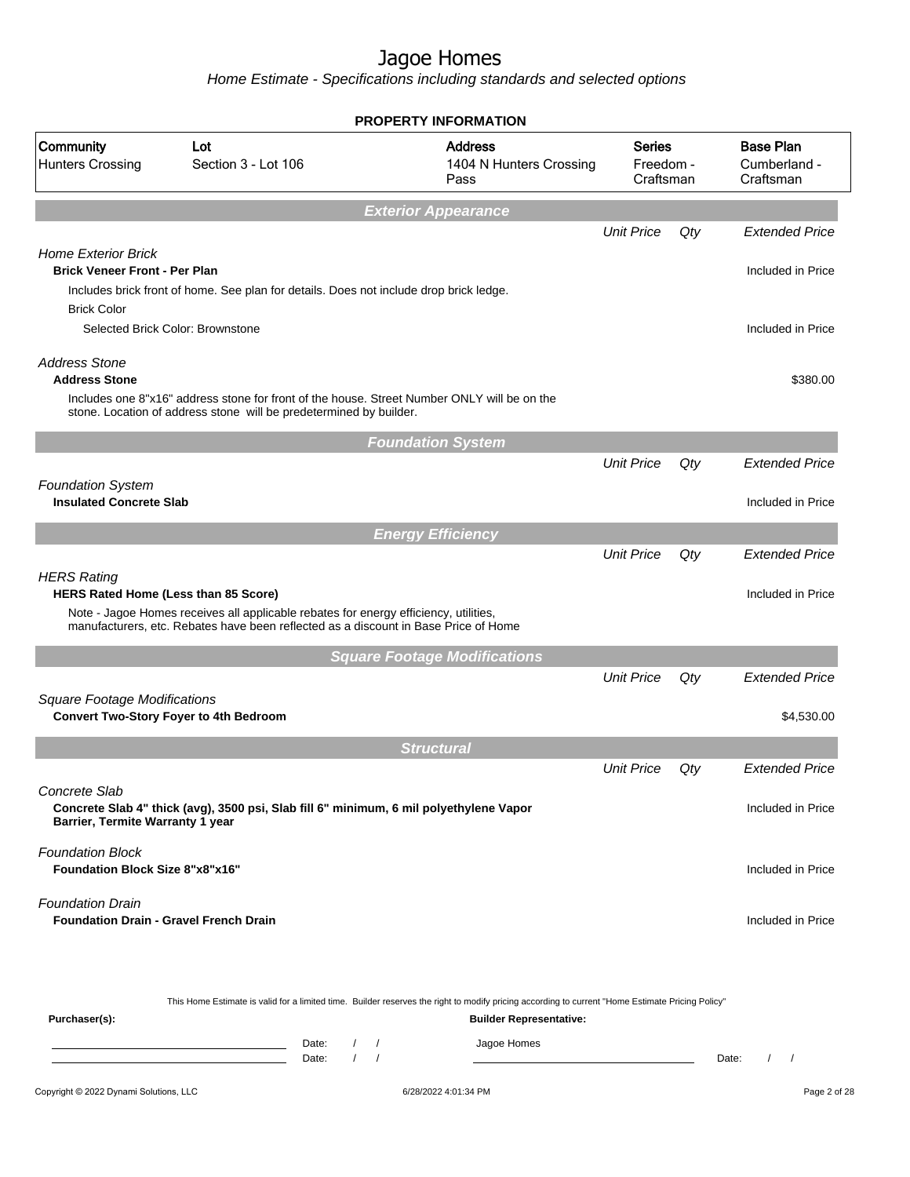# Jagoe Homes

*Home Estimate - Specifications including standards and selected options*

**PROPERTY INFORMATION**

| Community | Lot | Address | Series | Base Plan |
|---|---|---|---|---|
| Hunters Crossing | Section 3 - Lot 106 | 1404 N Hunters Crossing Pass | Freedom - Craftsman | Cumberland - Craftsman |

## Exterior Appearance

| | Unit Price | Qty | Extended Price |
|---|---|---|---|
| *Home Exterior Brick* | | | |
| **Brick Veneer Front - Per Plan** | | | Included in Price |
| Includes brick front of home. See plan for details. Does not include drop brick ledge. | | | |
| Brick Color | | | |
| Selected Brick Color: Brownstone | | | Included in Price |
| *Address Stone* | | | |
| **Address Stone** | | | $380.00 |
| Includes one 8"x16" address stone for front of the house. Street Number ONLY will be on the stone. Location of address stone will be predetermined by builder. | | | |

## Foundation System

| | Unit Price | Qty | Extended Price |
|---|---|---|---|
| *Foundation System* | | | |
| **Insulated Concrete Slab** | | | Included in Price |

## Energy Efficiency

| | Unit Price | Qty | Extended Price |
|---|---|---|---|
| *HERS Rating* | | | |
| **HERS Rated Home (Less than 85 Score)** | | | Included in Price |
| Note - Jagoe Homes receives all applicable rebates for energy efficiency, utilities, manufacturers, etc. Rebates have been reflected as a discount in Base Price of Home | | | |

## Square Footage Modifications

| | Unit Price | Qty | Extended Price |
|---|---|---|---|
| *Square Footage Modifications* | | | |
| **Convert Two-Story Foyer to 4th Bedroom** | | | $4,530.00 |

## Structural

| | Unit Price | Qty | Extended Price |
|---|---|---|---|
| *Concrete Slab* | | | |
| **Concrete Slab 4" thick (avg), 3500 psi, Slab fill 6" minimum, 6 mil polyethylene Vapor Barrier, Termite Warranty 1 year** | | | Included in Price |
| *Foundation Block* | | | |
| **Foundation Block Size 8"x8"x16"** | | | Included in Price |
| *Foundation Drain* | | | |
| **Foundation Drain - Gravel French Drain** | | | Included in Price |

This Home Estimate is valid for a limited time. Builder reserves the right to modify pricing according to current "Home Estimate Pricing Policy"

**Purchaser(s):** Date: / / Date: / /

**Builder Representative:** Jagoe Homes Date: / /

Copyright © 2022 Dynami Solutions, LLC 6/28/2022 4:01:34 PM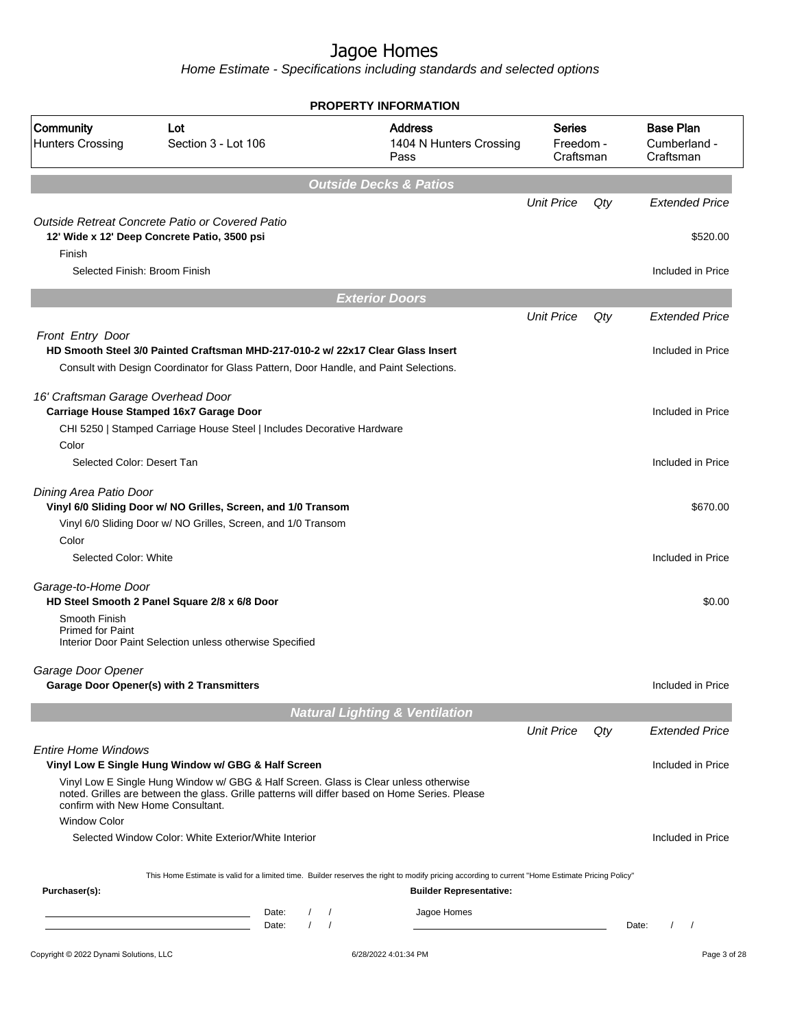# Jagoe Homes

*Home Estimate - Specifications including standards and selected options*

## PROPERTY INFORMATION

| Community | Lot | Address | Series | Base Plan |
|---|---|---|---|---|
| Hunters Crossing | Section 3 - Lot 106 | 1404 N Hunters Crossing Pass | Freedom - Craftsman | Cumberland - Craftsman |

## Outside Decks & Patios

| | Unit Price | Qty | Extended Price |
|---|---|---|---|
| *Outside Retreat Concrete Patio or Covered Patio* | | | |
| **12' Wide x 12' Deep Concrete Patio, 3500 psi** | | | $520.00 |
| Finish | | | |
| Selected Finish: Broom Finish | | | Included in Price |

## Exterior Doors

| | Unit Price | Qty | Extended Price |
|---|---|---|---|
| *Front Entry Door* | | | |
| **HD Smooth Steel 3/0 Painted Craftsman MHD-217-010-2 w/ 22x17 Clear Glass Insert** | | | Included in Price |
| Consult with Design Coordinator for Glass Pattern, Door Handle, and Paint Selections. | | | |
| *16' Craftsman Garage Overhead Door* | | | |
| **Carriage House Stamped 16x7 Garage Door** | | | Included in Price |
| CHI 5250 \| Stamped Carriage House Steel \| Includes Decorative Hardware | | | |
| Color | | | |
| Selected Color: Desert Tan | | | Included in Price |
| *Dining Area Patio Door* | | | |
| **Vinyl 6/0 Sliding Door w/ NO Grilles, Screen, and 1/0 Transom** | | | $670.00 |
| Vinyl 6/0 Sliding Door w/ NO Grilles, Screen, and 1/0 Transom | | | |
| Color | | | |
| Selected Color: White | | | Included in Price |
| *Garage-to-Home Door* | | | |
| **HD Steel Smooth 2 Panel Square 2/8 x 6/8 Door** | | | $0.00 |
| Smooth Finish<br>Primed for Paint<br>Interior Door Paint Selection unless otherwise Specified | | | |
| *Garage Door Opener* | | | |
| **Garage Door Opener(s) with 2 Transmitters** | | | Included in Price |

## Natural Lighting & Ventilation

| | Unit Price | Qty | Extended Price |
|---|---|---|---|
| *Entire Home Windows* | | | |
| **Vinyl Low E Single Hung Window w/ GBG & Half Screen** | | | Included in Price |
| Vinyl Low E Single Hung Window w/ GBG & Half Screen. Glass is Clear unless otherwise noted. Grilles are between the glass. Grille patterns will differ based on Home Series. Please confirm with New Home Consultant. | | | |
| Window Color | | | |
| Selected Window Color: White Exterior/White Interior | | | Included in Price |

This Home Estimate is valid for a limited time. Builder reserves the right to modify pricing according to current "Home Estimate Pricing Policy"

**Purchaser(s):**

Date: / /

Date: / /

**Builder Representative:**

Jagoe Homes

Date: / /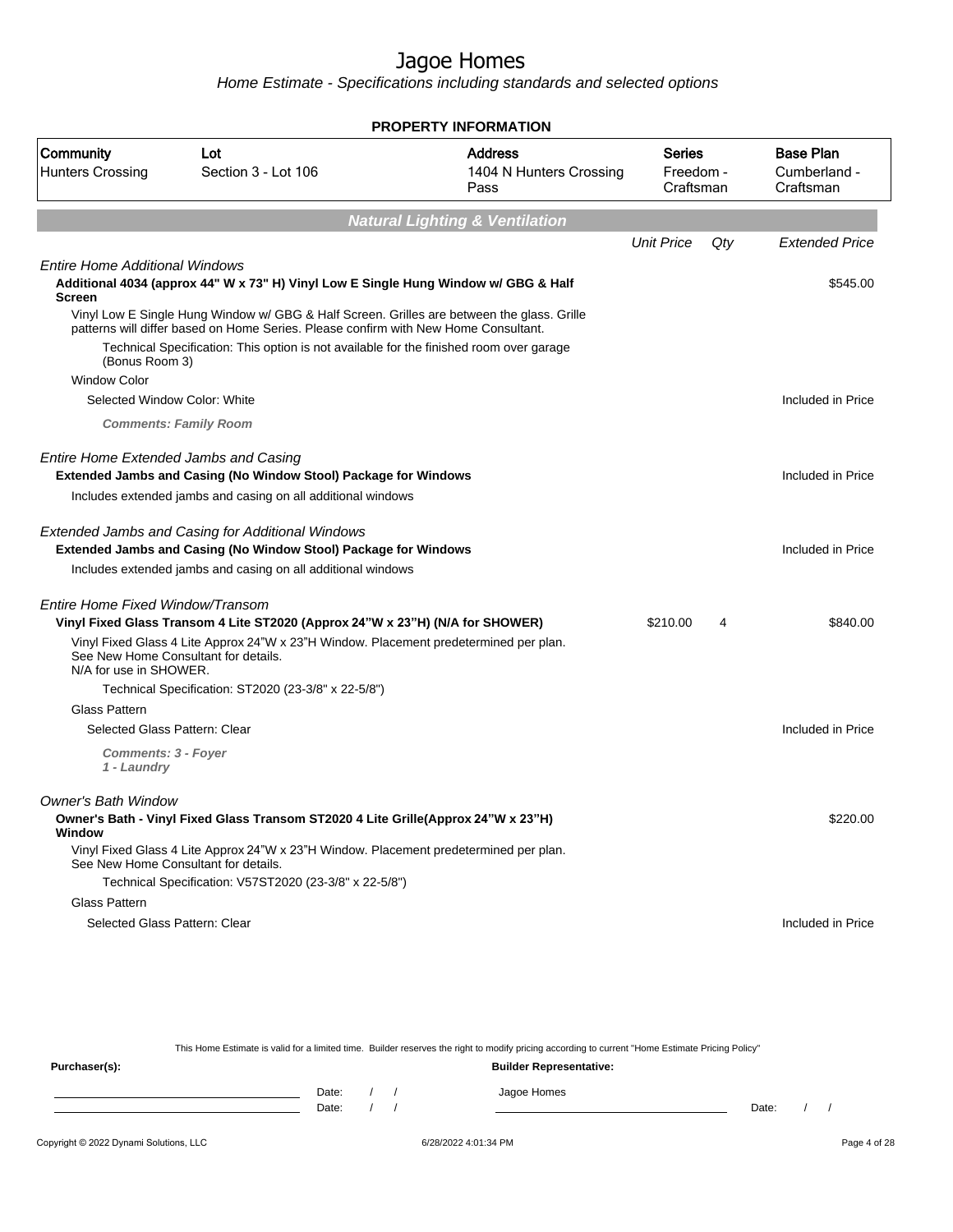# Jagoe Homes

Home Estimate - Specifications including standards and selected options

**PROPERTY INFORMATION**

| Community | Lot | Address | Series | Base Plan |
|---|---|---|---|---|
| Hunters Crossing | Section 3 - Lot 106 | 1404 N Hunters Crossing Pass | Freedom - Craftsman | Cumberland - Craftsman |

## Natural Lighting & Ventilation

| | Unit Price | Qty | Extended Price |
|---|---|---|---|
| *Entire Home Additional Windows* | | | |
| **Additional 4034 (approx 44" W x 73" H) Vinyl Low E Single Hung Window w/ GBG & Half Screen** | | | $545.00 |
| Vinyl Low E Single Hung Window w/ GBG & Half Screen. Grilles are between the glass. Grille patterns will differ based on Home Series. Please confirm with New Home Consultant. | | | |
| Technical Specification: This option is not available for the finished room over garage (Bonus Room 3) | | | |
| Window Color | | | |
| Selected Window Color: White | | | Included in Price |
| ***Comments: Family Room*** | | | |
| *Entire Home Extended Jambs and Casing* | | | |
| **Extended Jambs and Casing (No Window Stool) Package for Windows** | | | Included in Price |
| Includes extended jambs and casing on all additional windows | | | |
| *Extended Jambs and Casing for Additional Windows* | | | |
| **Extended Jambs and Casing (No Window Stool) Package for Windows** | | | Included in Price |
| Includes extended jambs and casing on all additional windows | | | |
| *Entire Home Fixed Window/Transom* | | | |
| **Vinyl Fixed Glass Transom 4 Lite ST2020 (Approx 24"W x 23"H) (N/A for SHOWER)** | $210.00 | 4 | $840.00 |
| Vinyl Fixed Glass 4 Lite Approx 24"W x 23"H Window. Placement predetermined per plan. See New Home Consultant for details. N/A for use in SHOWER. | | | |
| Technical Specification: ST2020 (23-3/8" x 22-5/8") | | | |
| Glass Pattern | | | |
| Selected Glass Pattern: Clear | | | Included in Price |
| ***Comments: 3 - Foyer 1 - Laundry*** | | | |
| *Owner's Bath Window* | | | |
| **Owner's Bath - Vinyl Fixed Glass Transom ST2020 4 Lite Grille(Approx 24"W x 23"H) Window** | | | $220.00 |
| Vinyl Fixed Glass 4 Lite Approx 24"W x 23"H Window. Placement predetermined per plan. See New Home Consultant for details. | | | |
| Technical Specification: V57ST2020 (23-3/8" x 22-5/8") | | | |
| Glass Pattern | | | |
| Selected Glass Pattern: Clear | | | Included in Price |

This Home Estimate is valid for a limited time. Builder reserves the right to modify pricing according to current "Home Estimate Pricing Policy"

**Purchaser(s):** **Builder Representative:**

Date: / /　　Jagoe Homes

Date: / /　　Date: / /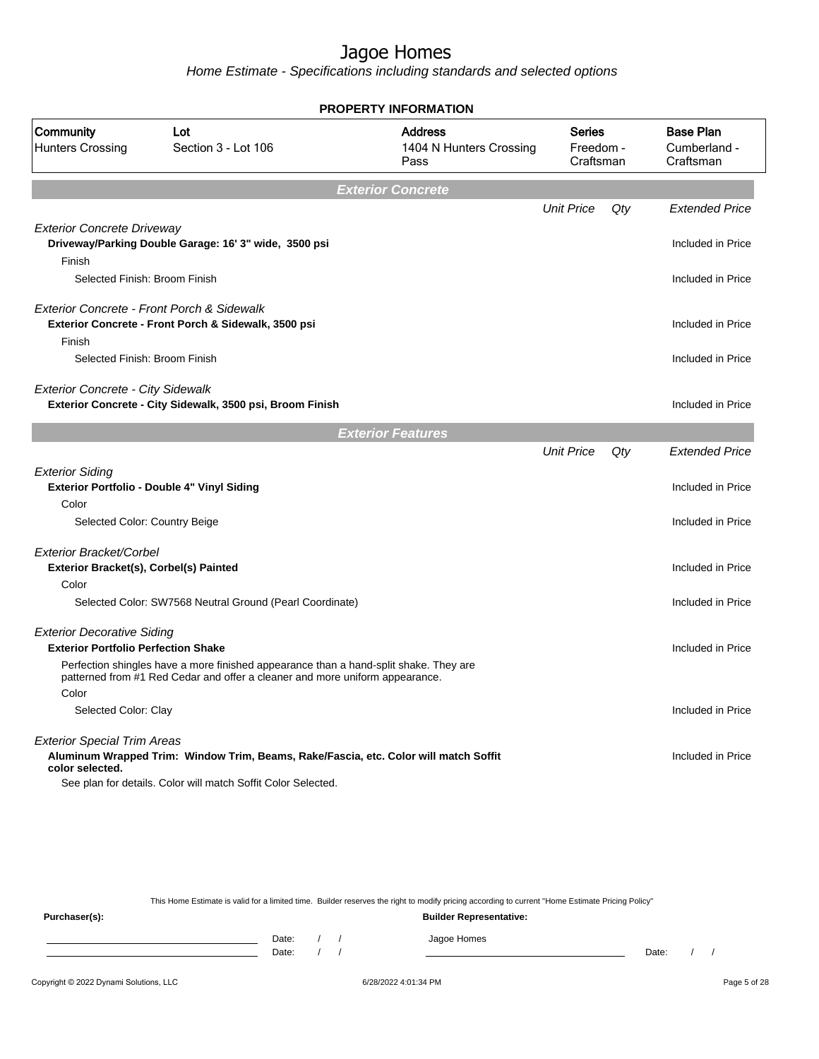# Jagoe Homes

*Home Estimate - Specifications including standards and selected options*

## PROPERTY INFORMATION

| Community | Lot | Address | Series | Base Plan |
|---|---|---|---|---|
| Hunters Crossing | Section 3 - Lot 106 | 1404 N Hunters Crossing Pass | Freedom - Craftsman | Cumberland - Craftsman |

## Exterior Concrete

| | Unit Price | Qty | Extended Price |
|---|---|---|---|
| *Exterior Concrete Driveway* | | | |
| **Driveway/Parking Double Garage: 16' 3" wide, 3500 psi** | | | Included in Price |
| Finish | | | |
| Selected Finish: Broom Finish | | | Included in Price |
| *Exterior Concrete - Front Porch & Sidewalk* | | | |
| **Exterior Concrete - Front Porch & Sidewalk, 3500 psi** | | | Included in Price |
| Finish | | | |
| Selected Finish: Broom Finish | | | Included in Price |
| *Exterior Concrete - City Sidewalk* | | | |
| **Exterior Concrete - City Sidewalk, 3500 psi, Broom Finish** | | | Included in Price |

## Exterior Features

| | Unit Price | Qty | Extended Price |
|---|---|---|---|
| *Exterior Siding* | | | |
| **Exterior Portfolio - Double 4" Vinyl Siding** | | | Included in Price |
| Color | | | |
| Selected Color: Country Beige | | | Included in Price |
| *Exterior Bracket/Corbel* | | | |
| **Exterior Bracket(s), Corbel(s) Painted** | | | Included in Price |
| Color | | | |
| Selected Color: SW7568 Neutral Ground (Pearl Coordinate) | | | Included in Price |
| *Exterior Decorative Siding* | | | |
| **Exterior Portfolio Perfection Shake** | | | Included in Price |
| Perfection shingles have a more finished appearance than a hand-split shake. They are patterned from #1 Red Cedar and offer a cleaner and more uniform appearance. | | | |
| Color | | | |
| Selected Color: Clay | | | Included in Price |
| *Exterior Special Trim Areas* | | | |
| **Aluminum Wrapped Trim: Window Trim, Beams, Rake/Fascia, etc. Color will match Soffit color selected.** | | | Included in Price |
| See plan for details. Color will match Soffit Color Selected. | | | |

This Home Estimate is valid for a limited time. Builder reserves the right to modify pricing according to current "Home Estimate Pricing Policy"

**Purchaser(s):** **Builder Representative:**

Date: / / Jagoe Homes
Date: / / Date: / /

Copyright © 2022 Dynami Solutions, LLC 6/28/2022 4:01:34 PM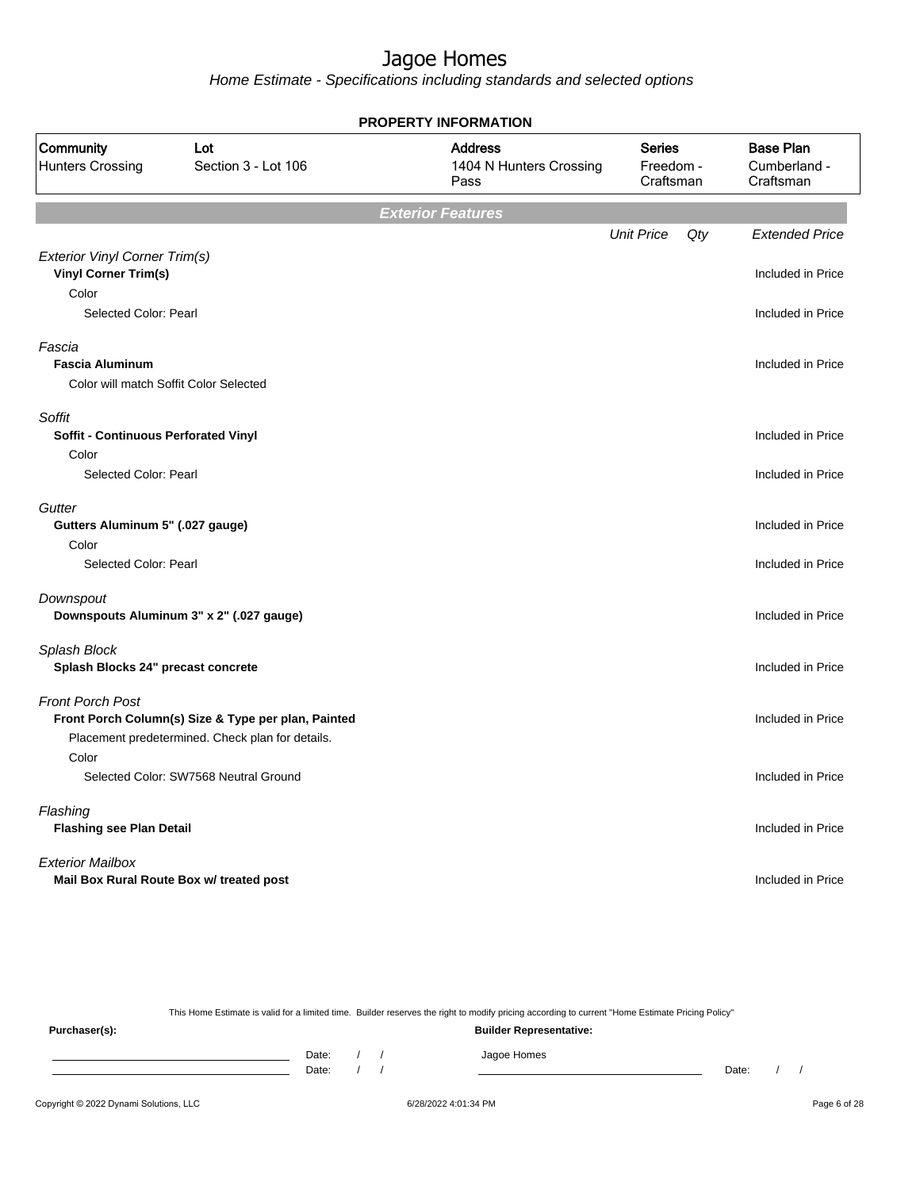# Jagoe Homes

*Home Estimate - Specifications including standards and selected options*

**PROPERTY INFORMATION**

| Community | Lot | Address | Series | Base Plan |
|---|---|---|---|---|
| Hunters Crossing | Section 3 - Lot 106 | 1404 N Hunters Crossing Pass | Freedom - Craftsman | Cumberland - Craftsman |

## Exterior Features

| | Unit Price | Qty | Extended Price |
|---|---|---|---|
| *Exterior Vinyl Corner Trim(s)* | | | |
| **Vinyl Corner Trim(s)** | | | Included in Price |
| Color | | | |
| Selected Color: Pearl | | | Included in Price |
| *Fascia* | | | |
| **Fascia Aluminum** | | | Included in Price |
| Color will match Soffit Color Selected | | | |
| *Soffit* | | | |
| **Soffit - Continuous Perforated Vinyl** | | | Included in Price |
| Color | | | |
| Selected Color: Pearl | | | Included in Price |
| *Gutter* | | | |
| **Gutters Aluminum 5" (.027 gauge)** | | | Included in Price |
| Color | | | |
| Selected Color: Pearl | | | Included in Price |
| *Downspout* | | | |
| **Downspouts Aluminum 3" x 2" (.027 gauge)** | | | Included in Price |
| *Splash Block* | | | |
| **Splash Blocks 24" precast concrete** | | | Included in Price |
| *Front Porch Post* | | | |
| **Front Porch Column(s) Size & Type per plan, Painted** | | | Included in Price |
| Placement predetermined. Check plan for details. | | | |
| Color | | | |
| Selected Color: SW7568 Neutral Ground | | | Included in Price |
| *Flashing* | | | |
| **Flashing see Plan Detail** | | | Included in Price |
| *Exterior Mailbox* | | | |
| **Mail Box Rural Route Box w/ treated post** | | | Included in Price |

This Home Estimate is valid for a limited time. Builder reserves the right to modify pricing according to current "Home Estimate Pricing Policy"

**Purchaser(s):** Date: / / Date: / /

**Builder Representative:** Jagoe Homes Date: / /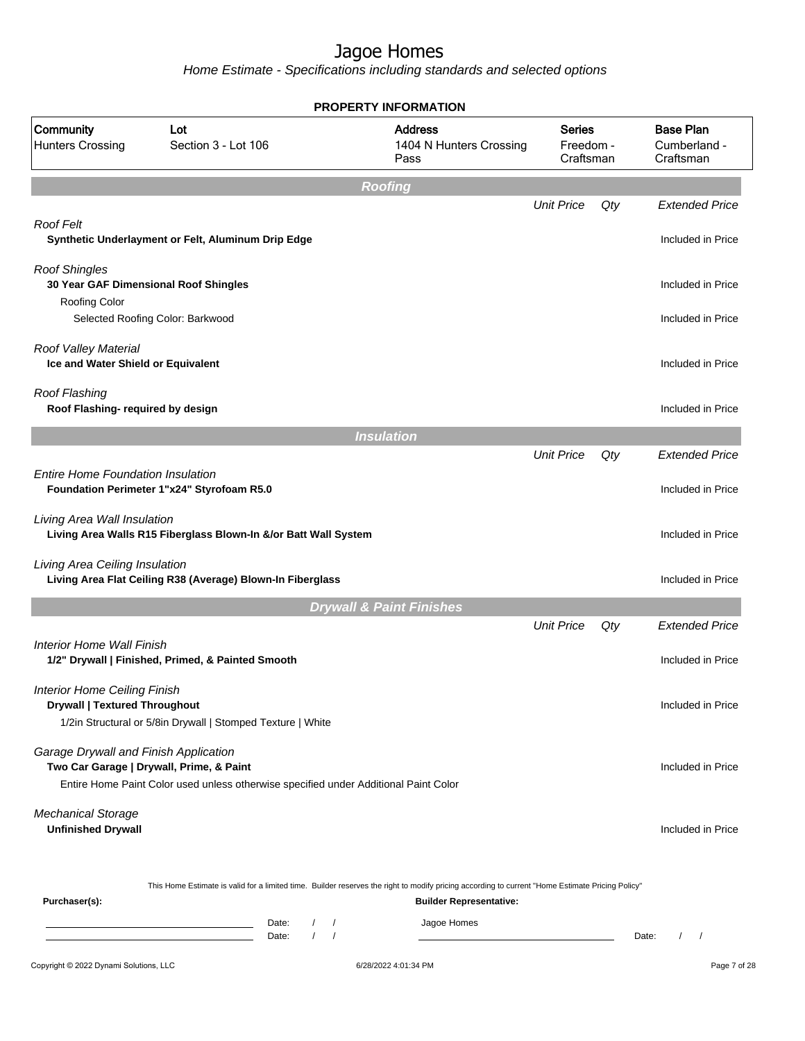# Jagoe Homes

*Home Estimate - Specifications including standards and selected options*

**PROPERTY INFORMATION**

| Community | Lot | Address | Series | Base Plan |
|---|---|---|---|---|
| Hunters Crossing | Section 3 - Lot 106 | 1404 N Hunters Crossing Pass | Freedom - Craftsman | Cumberland - Craftsman |

## Roofing

| | Unit Price | Qty | Extended Price |
|---|---|---|---|
| *Roof Felt* | | | |
| **Synthetic Underlayment or Felt, Aluminum Drip Edge** | | | Included in Price |
| *Roof Shingles* | | | |
| **30 Year GAF Dimensional Roof Shingles** | | | Included in Price |
| Roofing Color | | | |
| Selected Roofing Color: Barkwood | | | Included in Price |
| *Roof Valley Material* | | | |
| **Ice and Water Shield or Equivalent** | | | Included in Price |
| *Roof Flashing* | | | |
| **Roof Flashing- required by design** | | | Included in Price |

## Insulation

| | Unit Price | Qty | Extended Price |
|---|---|---|---|
| *Entire Home Foundation Insulation* | | | |
| **Foundation Perimeter 1"x24" Styrofoam R5.0** | | | Included in Price |
| *Living Area Wall Insulation* | | | |
| **Living Area Walls R15 Fiberglass Blown-In &/or Batt Wall System** | | | Included in Price |
| *Living Area Ceiling Insulation* | | | |
| **Living Area Flat Ceiling R38 (Average) Blown-In Fiberglass** | | | Included in Price |

## Drywall & Paint Finishes

| | Unit Price | Qty | Extended Price |
|---|---|---|---|
| *Interior Home Wall Finish* | | | |
| **1/2" Drywall \| Finished, Primed, & Painted Smooth** | | | Included in Price |
| *Interior Home Ceiling Finish* | | | |
| **Drywall \| Textured Throughout** | | | Included in Price |
| 1/2in Structural or 5/8in Drywall \| Stomped Texture \| White | | | |
| *Garage Drywall and Finish Application* | | | |
| **Two Car Garage \| Drywall, Prime, & Paint** | | | Included in Price |
| Entire Home Paint Color used unless otherwise specified under Additional Paint Color | | | |
| *Mechanical Storage* | | | |
| **Unfinished Drywall** | | | Included in Price |

This Home Estimate is valid for a limited time. Builder reserves the right to modify pricing according to current "Home Estimate Pricing Policy"

**Purchaser(s):**

Date: / /

Date: / /

**Builder Representative:**

Jagoe Homes

Date: / /

Copyright © 2022 Dynami Solutions, LLC — 6/28/2022 4:01:34 PM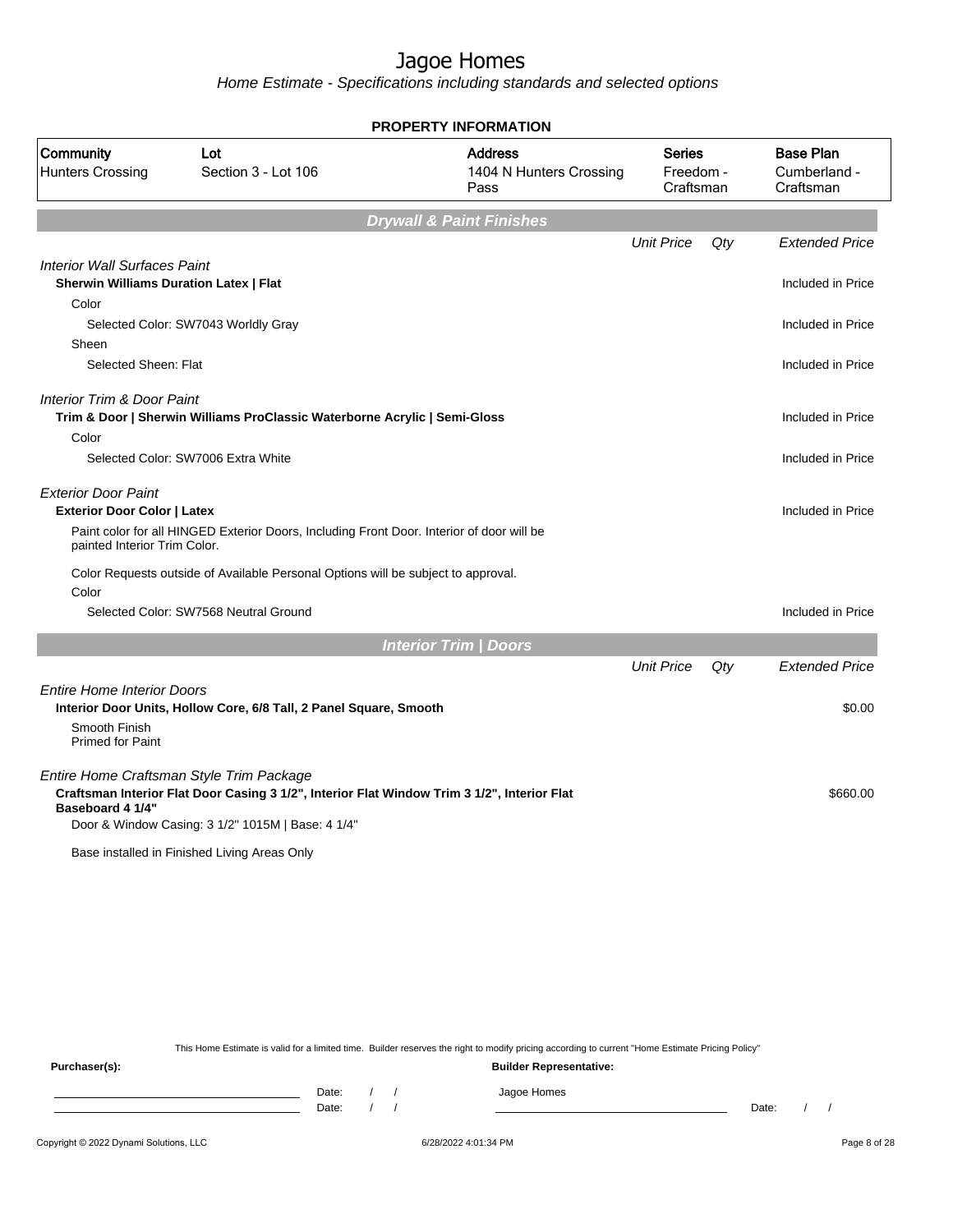# Jagoe Homes

*Home Estimate - Specifications including standards and selected options*

**PROPERTY INFORMATION**

| Community | Lot | Address | Series | Base Plan |
|---|---|---|---|---|
| Hunters Crossing | Section 3 - Lot 106 | 1404 N Hunters Crossing Pass | Freedom - Craftsman | Cumberland - Craftsman |

## Drywall & Paint Finishes

| | Unit Price | Qty | Extended Price |
|---|---|---|---|
| *Interior Wall Surfaces Paint* | | | |
| **Sherwin Williams Duration Latex \| Flat** | | | Included in Price |
| Color | | | |
| Selected Color: SW7043 Worldly Gray | | | Included in Price |
| Sheen | | | |
| Selected Sheen: Flat | | | Included in Price |
| *Interior Trim & Door Paint* | | | |
| **Trim & Door \| Sherwin Williams ProClassic Waterborne Acrylic \| Semi-Gloss** | | | Included in Price |
| Color | | | |
| Selected Color: SW7006 Extra White | | | Included in Price |
| *Exterior Door Paint* | | | |
| **Exterior Door Color \| Latex** | | | Included in Price |
| Paint color for all HINGED Exterior Doors, Including Front Door. Interior of door will be painted Interior Trim Color. | | | |
| Color Requests outside of Available Personal Options will be subject to approval. | | | |
| Color | | | |
| Selected Color: SW7568 Neutral Ground | | | Included in Price |

## Interior Trim | Doors

| | Unit Price | Qty | Extended Price |
|---|---|---|---|
| *Entire Home Interior Doors* | | | |
| **Interior Door Units, Hollow Core, 6/8 Tall, 2 Panel Square, Smooth** | | | $0.00 |
| Smooth Finish<br>Primed for Paint | | | |
| *Entire Home Craftsman Style Trim Package* | | | |
| **Craftsman Interior Flat Door Casing 3 1/2", Interior Flat Window Trim 3 1/2", Interior Flat Baseboard 4 1/4"** | | | $660.00 |
| Door & Window Casing: 3 1/2" 1015M \| Base: 4 1/4" | | | |
| Base installed in Finished Living Areas Only | | | |

This Home Estimate is valid for a limited time. Builder reserves the right to modify pricing according to current "Home Estimate Pricing Policy"

**Purchaser(s):** Date: / / Date: / /

**Builder Representative:** Jagoe Homes Date: / /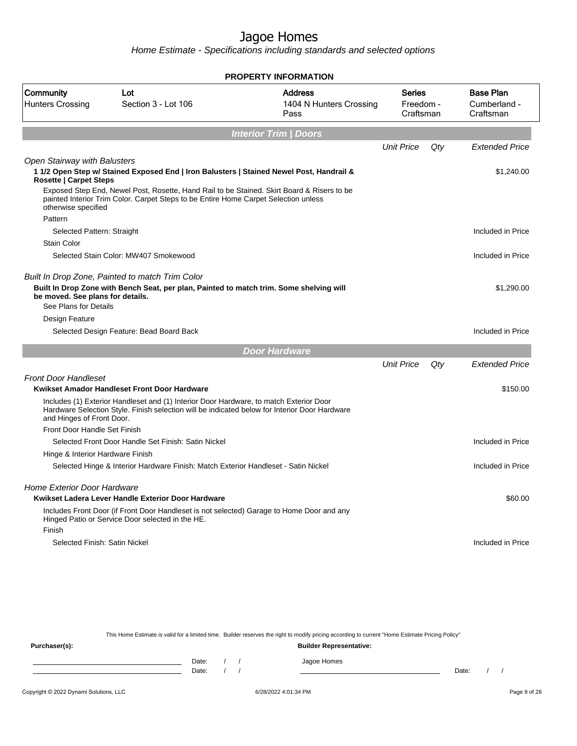# Jagoe Homes

*Home Estimate - Specifications including standards and selected options*

## PROPERTY INFORMATION

| Community | Lot | Address | Series | Base Plan |
|---|---|---|---|---|
| Hunters Crossing | Section 3 - Lot 106 | 1404 N Hunters Crossing Pass | Freedom - Craftsman | Cumberland - Craftsman |

## Interior Trim | Doors

| | *Unit Price* | *Qty* | *Extended Price* |
|---|---|---|---|
| *Open Stairway with Balusters* | | | |
| **1 1/2 Open Step w/ Stained Exposed End \| Iron Balusters \| Stained Newel Post, Handrail & Rosette \| Carpet Steps** | | | $1,240.00 |
| Exposed Step End, Newel Post, Rosette, Hand Rail to be Stained. Skirt Board & Risers to be painted Interior Trim Color. Carpet Steps to be Entire Home Carpet Selection unless otherwise specified | | | |
| Pattern | | | |
| Selected Pattern: Straight | | | Included in Price |
| Stain Color | | | |
| Selected Stain Color: MW407 Smokewood | | | Included in Price |
| *Built In Drop Zone, Painted to match Trim Color* | | | |
| **Built In Drop Zone with Bench Seat, per plan, Painted to match trim. Some shelving will be moved. See plans for details.** | | | $1,290.00 |
| See Plans for Details | | | |
| Design Feature | | | |
| Selected Design Feature: Bead Board Back | | | Included in Price |

## Door Hardware

| | *Unit Price* | *Qty* | *Extended Price* |
|---|---|---|---|
| *Front Door Handleset* | | | |
| **Kwikset Amador Handleset Front Door Hardware** | | | $150.00 |
| Includes (1) Exterior Handleset and (1) Interior Door Hardware, to match Exterior Door Hardware Selection Style. Finish selection will be indicated below for Interior Door Hardware and Hinges of Front Door. | | | |
| Front Door Handle Set Finish | | | |
| Selected Front Door Handle Set Finish: Satin Nickel | | | Included in Price |
| Hinge & Interior Hardware Finish | | | |
| Selected Hinge & Interior Hardware Finish: Match Exterior Handleset - Satin Nickel | | | Included in Price |
| *Home Exterior Door Hardware* | | | |
| **Kwikset Ladera Lever Handle Exterior Door Hardware** | | | $60.00 |
| Includes Front Door (if Front Door Handleset is not selected) Garage to Home Door and any Hinged Patio or Service Door selected in the HE. | | | |
| Finish | | | |
| Selected Finish: Satin Nickel | | | Included in Price |

This Home Estimate is valid for a limited time. Builder reserves the right to modify pricing according to current "Home Estimate Pricing Policy"

**Purchaser(s):** Date: / / Date: / /

**Builder Representative:** Jagoe Homes Date: / /

Copyright © 2022 Dynami Solutions, LLC 6/28/2022 4:01:34 PM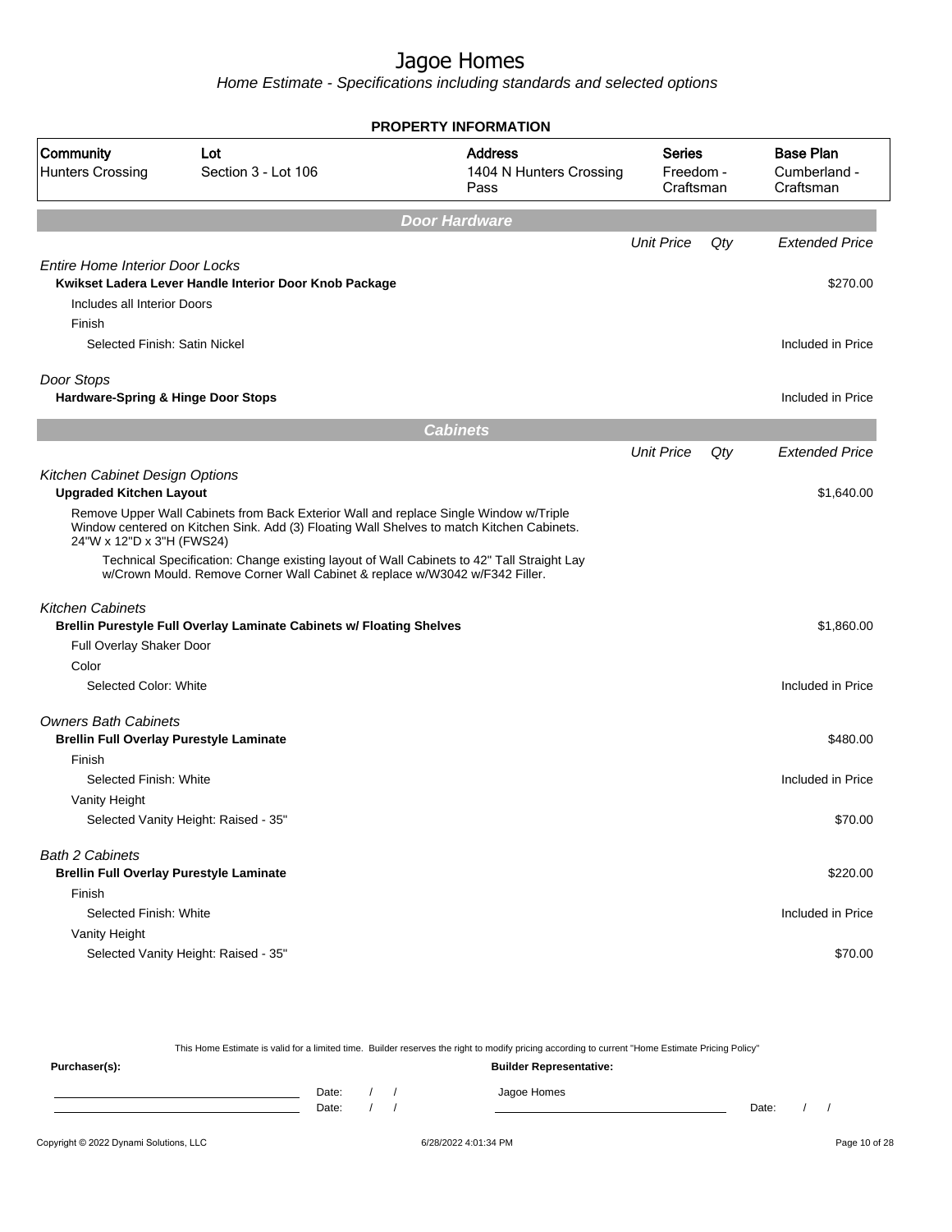# Jagoe Homes

*Home Estimate - Specifications including standards and selected options*

**PROPERTY INFORMATION**

| Community | Lot | Address | Series | Base Plan |
|---|---|---|---|---|
| Hunters Crossing | Section 3 - Lot 106 | 1404 N Hunters Crossing Pass | Freedom - Craftsman | Cumberland - Craftsman |

## Door Hardware

| | Unit Price | Qty | Extended Price |
|---|---|---|---|
| *Entire Home Interior Door Locks* | | | |
| **Kwikset Ladera Lever Handle Interior Door Knob Package** | | | $270.00 |
| Includes all Interior Doors | | | |
| Finish | | | |
| Selected Finish: Satin Nickel | | | Included in Price |
| *Door Stops* | | | |
| **Hardware-Spring & Hinge Door Stops** | | | Included in Price |

## Cabinets

| | Unit Price | Qty | Extended Price |
|---|---|---|---|
| *Kitchen Cabinet Design Options* | | | |
| **Upgraded Kitchen Layout** | | | $1,640.00 |
| Remove Upper Wall Cabinets from Back Exterior Wall and replace Single Window w/Triple Window centered on Kitchen Sink. Add (3) Floating Wall Shelves to match Kitchen Cabinets. 24"W x 12"D x 3"H (FWS24) | | | |
| Technical Specification: Change existing layout of Wall Cabinets to 42" Tall Straight Lay w/Crown Mould. Remove Corner Wall Cabinet & replace w/W3042 w/F342 Filler. | | | |
| *Kitchen Cabinets* | | | |
| **Brellin Purestyle Full Overlay Laminate Cabinets w/ Floating Shelves** | | | $1,860.00 |
| Full Overlay Shaker Door | | | |
| Color | | | |
| Selected Color: White | | | Included in Price |
| *Owners Bath Cabinets* | | | |
| **Brellin Full Overlay Purestyle Laminate** | | | $480.00 |
| Finish | | | |
| Selected Finish: White | | | Included in Price |
| Vanity Height | | | |
| Selected Vanity Height: Raised - 35" | | | $70.00 |
| *Bath 2 Cabinets* | | | |
| **Brellin Full Overlay Purestyle Laminate** | | | $220.00 |
| Finish | | | |
| Selected Finish: White | | | Included in Price |
| Vanity Height | | | |
| Selected Vanity Height: Raised - 35" | | | $70.00 |

This Home Estimate is valid for a limited time. Builder reserves the right to modify pricing according to current "Home Estimate Pricing Policy"

**Purchaser(s):** Date: / / Date: / /

**Builder Representative:** Jagoe Homes Date: / /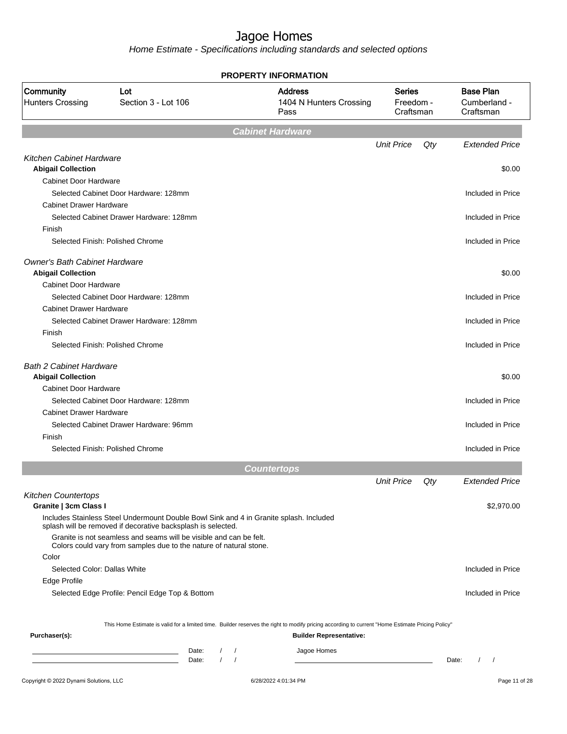# Jagoe Homes

*Home Estimate - Specifications including standards and selected options*

## PROPERTY INFORMATION

| Community | Lot | Address | Series | Base Plan |
|---|---|---|---|---|
| Hunters Crossing | Section 3 - Lot 106 | 1404 N Hunters Crossing Pass | Freedom - Craftsman | Cumberland - Craftsman |

## Cabinet Hardware

| | Unit Price | Qty | Extended Price |
|---|---|---|---|
| *Kitchen Cabinet Hardware* | | | |
| **Abigail Collection** | | | $0.00 |
| Cabinet Door Hardware | | | |
| Selected Cabinet Door Hardware: 128mm | | | Included in Price |
| Cabinet Drawer Hardware | | | |
| Selected Cabinet Drawer Hardware: 128mm | | | Included in Price |
| Finish | | | |
| Selected Finish: Polished Chrome | | | Included in Price |
| *Owner's Bath Cabinet Hardware* | | | |
| **Abigail Collection** | | | $0.00 |
| Cabinet Door Hardware | | | |
| Selected Cabinet Door Hardware: 128mm | | | Included in Price |
| Cabinet Drawer Hardware | | | |
| Selected Cabinet Drawer Hardware: 128mm | | | Included in Price |
| Finish | | | |
| Selected Finish: Polished Chrome | | | Included in Price |
| *Bath 2 Cabinet Hardware* | | | |
| **Abigail Collection** | | | $0.00 |
| Cabinet Door Hardware | | | |
| Selected Cabinet Door Hardware: 128mm | | | Included in Price |
| Cabinet Drawer Hardware | | | |
| Selected Cabinet Drawer Hardware: 96mm | | | Included in Price |
| Finish | | | |
| Selected Finish: Polished Chrome | | | Included in Price |

## Countertops

| | Unit Price | Qty | Extended Price |
|---|---|---|---|
| *Kitchen Countertops* | | | |
| **Granite \| 3cm Class I** | | | $2,970.00 |
| Includes Stainless Steel Undermount Double Bowl Sink and 4 in Granite splash. Included splash will be removed if decorative backsplash is selected. | | | |
| Granite is not seamless and seams will be visible and can be felt. Colors could vary from samples due to the nature of natural stone. | | | |
| Color | | | |
| Selected Color: Dallas White | | | Included in Price |
| Edge Profile | | | |
| Selected Edge Profile: Pencil Edge Top & Bottom | | | Included in Price |

This Home Estimate is valid for a limited time. Builder reserves the right to modify pricing according to current "Home Estimate Pricing Policy"

**Purchaser(s):**

Date: / /

Date: / /

**Builder Representative:**

Jagoe Homes

Date: / /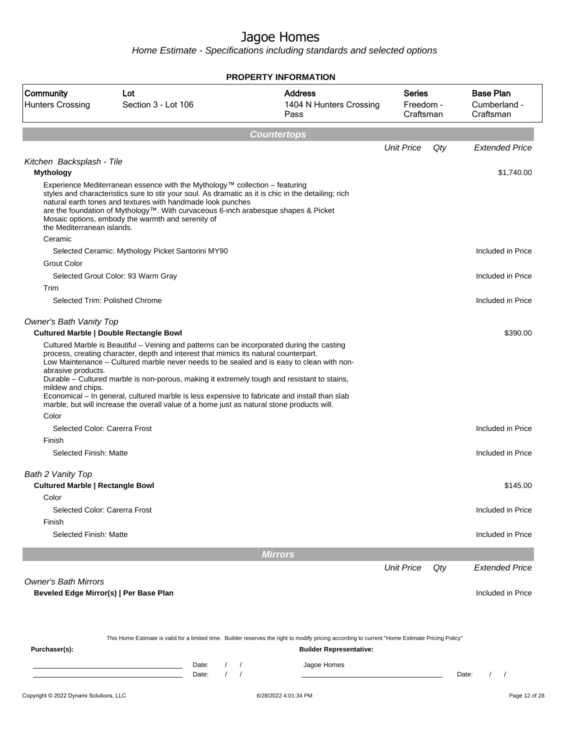# Jagoe Homes

*Home Estimate - Specifications including standards and selected options*

**PROPERTY INFORMATION**

| Community | Lot | Address | Series | Base Plan |
|---|---|---|---|---|
| Hunters Crossing | Section 3 - Lot 106 | 1404 N Hunters Crossing Pass | Freedom - Craftsman | Cumberland - Craftsman |

## Countertops

| | Unit Price | Qty | Extended Price |
|---|---|---|---|
| *Kitchen Backsplash - Tile* | | | |
| **Mythology** | | | $1,740.00 |
| Experience Mediterranean essence with the Mythology™ collection – featuring styles and characteristics sure to stir your soul. As dramatic as it is chic in the detailing; rich natural earth tones and textures with handmade look punches are the foundation of Mythology™. With curvaceous 6-inch arabesque shapes & Picket Mosaic options, embody the warmth and serenity of the Mediterranean islands. | | | |
| Ceramic | | | |
| Selected Ceramic: Mythology Picket Santorini MY90 | | | Included in Price |
| Grout Color | | | |
| Selected Grout Color: 93 Warm Gray | | | Included in Price |
| Trim | | | |
| Selected Trim: Polished Chrome | | | Included in Price |
| *Owner's Bath Vanity Top* | | | |
| **Cultured Marble \| Double Rectangle Bowl** | | | $390.00 |
| Cultured Marble is Beautiful – Veining and patterns can be incorporated during the casting process, creating character, depth and interest that mimics its natural counterpart. Low Maintenance – Cultured marble never needs to be sealed and is easy to clean with non-abrasive products. Durable – Cultured marble is non-porous, making it extremely tough and resistant to stains, mildew and chips. Economical – In general, cultured marble is less expensive to fabricate and install than slab marble, but will increase the overall value of a home just as natural stone products will. | | | |
| Color | | | |
| Selected Color: Carerra Frost | | | Included in Price |
| Finish | | | |
| Selected Finish: Matte | | | Included in Price |
| *Bath 2 Vanity Top* | | | |
| **Cultured Marble \| Rectangle Bowl** | | | $145.00 |
| Color | | | |
| Selected Color: Carerra Frost | | | Included in Price |
| Finish | | | |
| Selected Finish: Matte | | | Included in Price |

## Mirrors

| | Unit Price | Qty | Extended Price |
|---|---|---|---|
| *Owner's Bath Mirrors* | | | |
| **Beveled Edge Mirror(s) \| Per Base Plan** | | | Included in Price |

This Home Estimate is valid for a limited time. Builder reserves the right to modify pricing according to current "Home Estimate Pricing Policy"

**Purchaser(s):**

______________________ Date: / /

______________________ Date: / /

**Builder Representative:**

Jagoe Homes

______________________ Date: / /

Copyright © 2022 Dynami Solutions, LLC — 6/28/2022 4:01:34 PM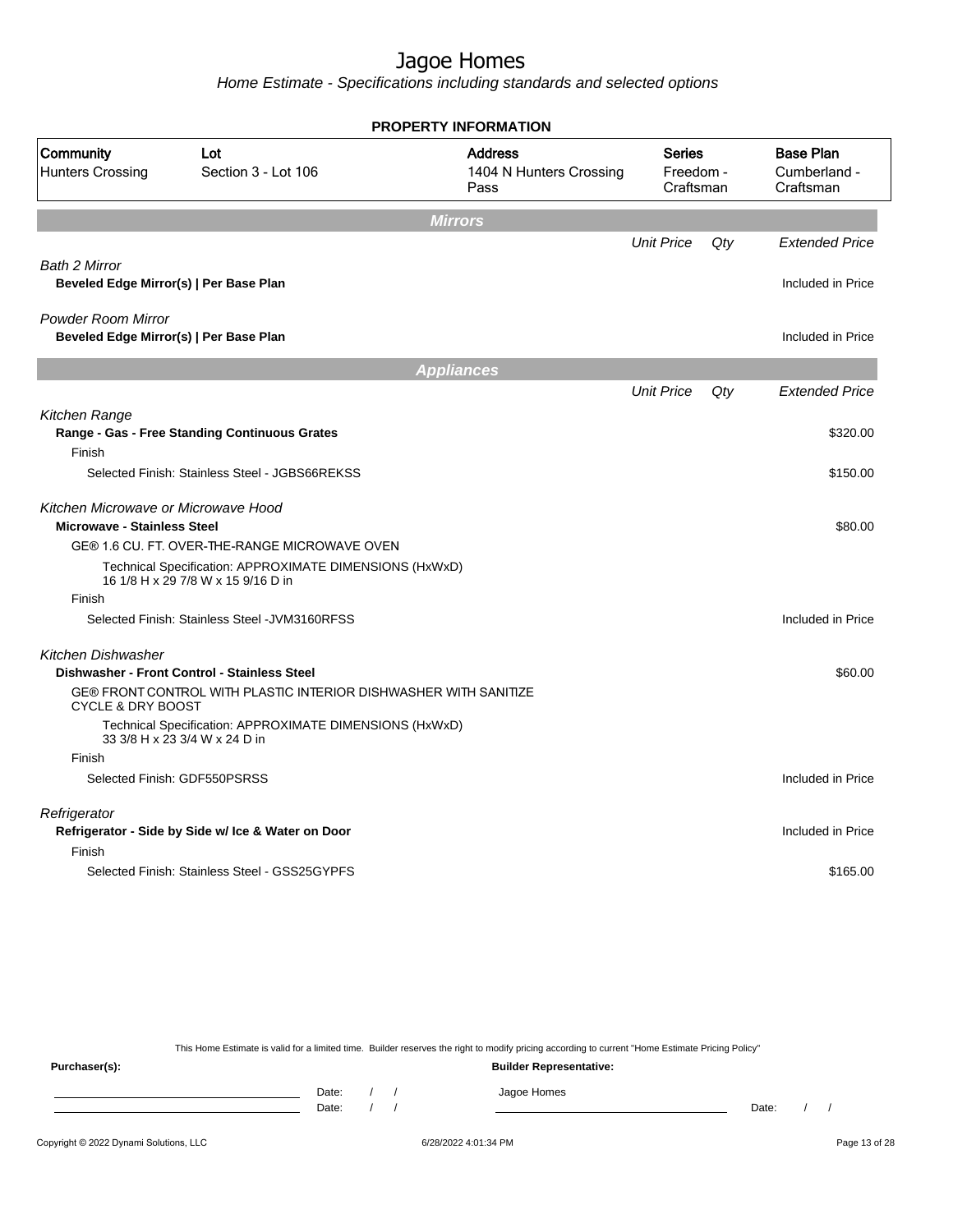# Jagoe Homes

*Home Estimate - Specifications including standards and selected options*

**PROPERTY INFORMATION**

| Community | Lot | Address | Series | Base Plan |
|---|---|---|---|---|
| Hunters Crossing | Section 3 - Lot 106 | 1404 N Hunters Crossing Pass | Freedom - Craftsman | Cumberland - Craftsman |

## Mirrors

| | Unit Price | Qty | Extended Price |
|---|---|---|---|
| *Bath 2 Mirror* | | | |
| **Beveled Edge Mirror(s) \| Per Base Plan** | | | Included in Price |
| *Powder Room Mirror* | | | |
| **Beveled Edge Mirror(s) \| Per Base Plan** | | | Included in Price |

## Appliances

| | Unit Price | Qty | Extended Price |
|---|---|---|---|
| *Kitchen Range* | | | |
| **Range - Gas - Free Standing Continuous Grates** | | | $320.00 |
| Finish | | | |
| Selected Finish: Stainless Steel - JGBS66REKSS | | | $150.00 |
| *Kitchen Microwave or Microwave Hood* | | | |
| **Microwave - Stainless Steel** | | | $80.00 |
| GE® 1.6 CU. FT. OVER-THE-RANGE MICROWAVE OVEN | | | |
| Technical Specification: APPROXIMATE DIMENSIONS (HxWxD) 16 1/8 H x 29 7/8 W x 15 9/16 D in | | | |
| Finish | | | |
| Selected Finish: Stainless Steel -JVM3160RFSS | | | Included in Price |
| *Kitchen Dishwasher* | | | |
| **Dishwasher - Front Control - Stainless Steel** | | | $60.00 |
| GE® FRONT CONTROL WITH PLASTIC INTERIOR DISHWASHER WITH SANITIZE CYCLE & DRY BOOST | | | |
| Technical Specification: APPROXIMATE DIMENSIONS (HxWxD) 33 3/8 H x 23 3/4 W x 24 D in | | | |
| Finish | | | |
| Selected Finish: GDF550PSRSS | | | Included in Price |
| *Refrigerator* | | | |
| **Refrigerator - Side by Side w/ Ice & Water on Door** | | | Included in Price |
| Finish | | | |
| Selected Finish: Stainless Steel - GSS25GYPFS | | | $165.00 |

This Home Estimate is valid for a limited time. Builder reserves the right to modify pricing according to current "Home Estimate Pricing Policy"

**Purchaser(s):**

Date: / /

Date: / /

**Builder Representative:**

Jagoe Homes

Date: / /

Copyright © 2022 Dynami Solutions, LLC 6/28/2022 4:01:34 PM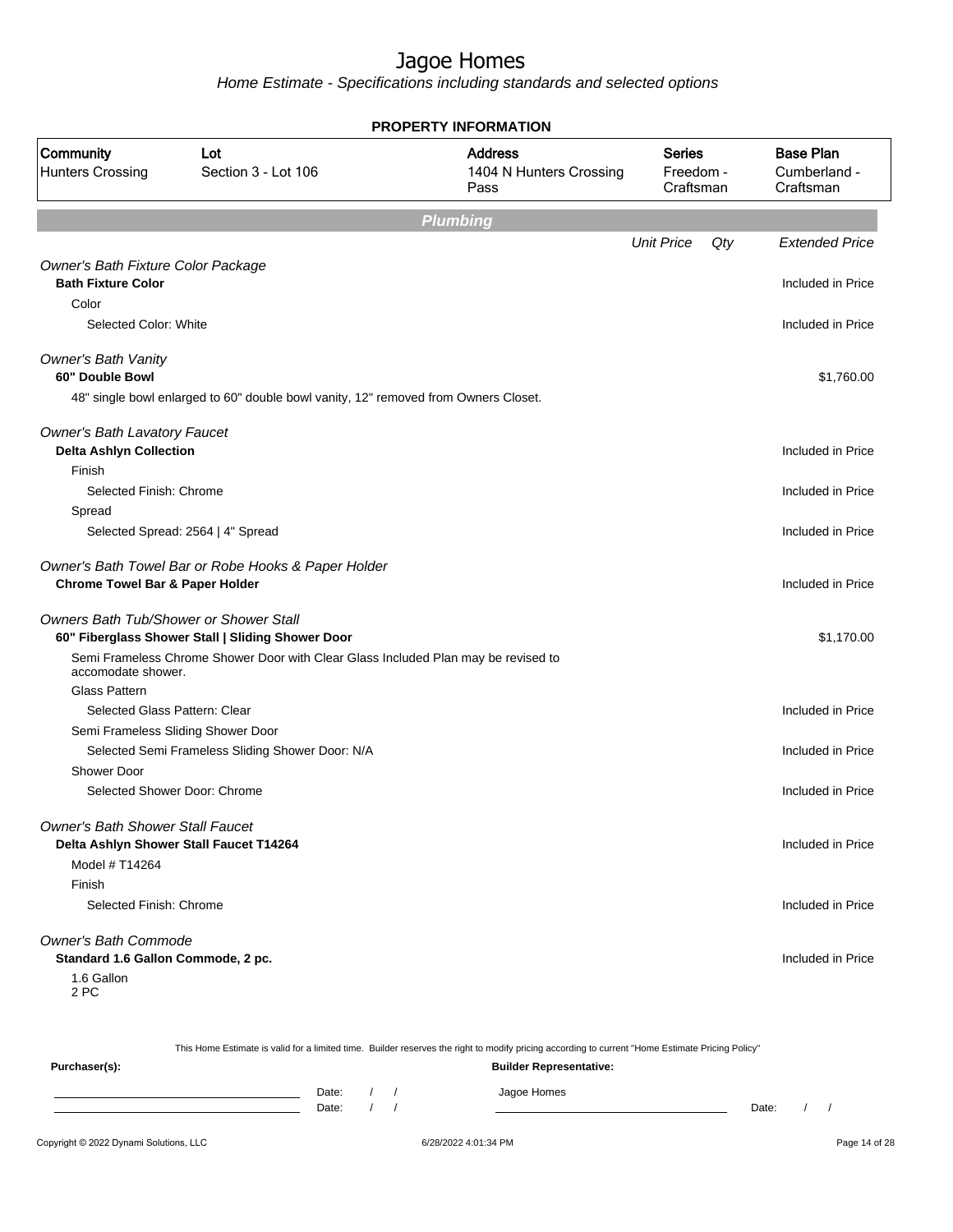# Jagoe Homes

*Home Estimate - Specifications including standards and selected options*

**PROPERTY INFORMATION**

| Community | Lot | Address | Series | Base Plan |
|---|---|---|---|---|
| Hunters Crossing | Section 3 - Lot 106 | 1404 N Hunters Crossing Pass | Freedom - Craftsman | Cumberland - Craftsman |

## Plumbing

| | Unit Price | Qty | Extended Price |
|---|---|---|---|
| *Owner's Bath Fixture Color Package* | | | |
| **Bath Fixture Color** | | | Included in Price |
| Color | | | |
| Selected Color: White | | | Included in Price |
| *Owner's Bath Vanity* | | | |
| **60" Double Bowl** | | | $1,760.00 |
| 48" single bowl enlarged to 60" double bowl vanity, 12" removed from Owners Closet. | | | |
| *Owner's Bath Lavatory Faucet* | | | |
| **Delta Ashlyn Collection** | | | Included in Price |
| Finish | | | |
| Selected Finish: Chrome | | | Included in Price |
| Spread | | | |
| Selected Spread: 2564 \| 4" Spread | | | Included in Price |
| *Owner's Bath Towel Bar or Robe Hooks & Paper Holder* | | | |
| **Chrome Towel Bar & Paper Holder** | | | Included in Price |
| *Owners Bath Tub/Shower or Shower Stall* | | | |
| **60" Fiberglass Shower Stall \| Sliding Shower Door** | | | $1,170.00 |
| Semi Frameless Chrome Shower Door with Clear Glass Included Plan may be revised to accomodate shower. | | | |
| Glass Pattern | | | |
| Selected Glass Pattern: Clear | | | Included in Price |
| Semi Frameless Sliding Shower Door | | | |
| Selected Semi Frameless Sliding Shower Door: N/A | | | Included in Price |
| Shower Door | | | |
| Selected Shower Door: Chrome | | | Included in Price |
| *Owner's Bath Shower Stall Faucet* | | | |
| **Delta Ashlyn Shower Stall Faucet T14264** | | | Included in Price |
| Model # T14264 | | | |
| Finish | | | |
| Selected Finish: Chrome | | | Included in Price |
| *Owner's Bath Commode* | | | |
| **Standard 1.6 Gallon Commode, 2 pc.** | | | Included in Price |
| 1.6 Gallon 2 PC | | | |

This Home Estimate is valid for a limited time. Builder reserves the right to modify pricing according to current "Home Estimate Pricing Policy"

**Purchaser(s):**

Date: / /

Date: / /

**Builder Representative:**

Jagoe Homes

Date: / /

Copyright © 2022 Dynami Solutions, LLC

6/28/2022 4:01:34 PM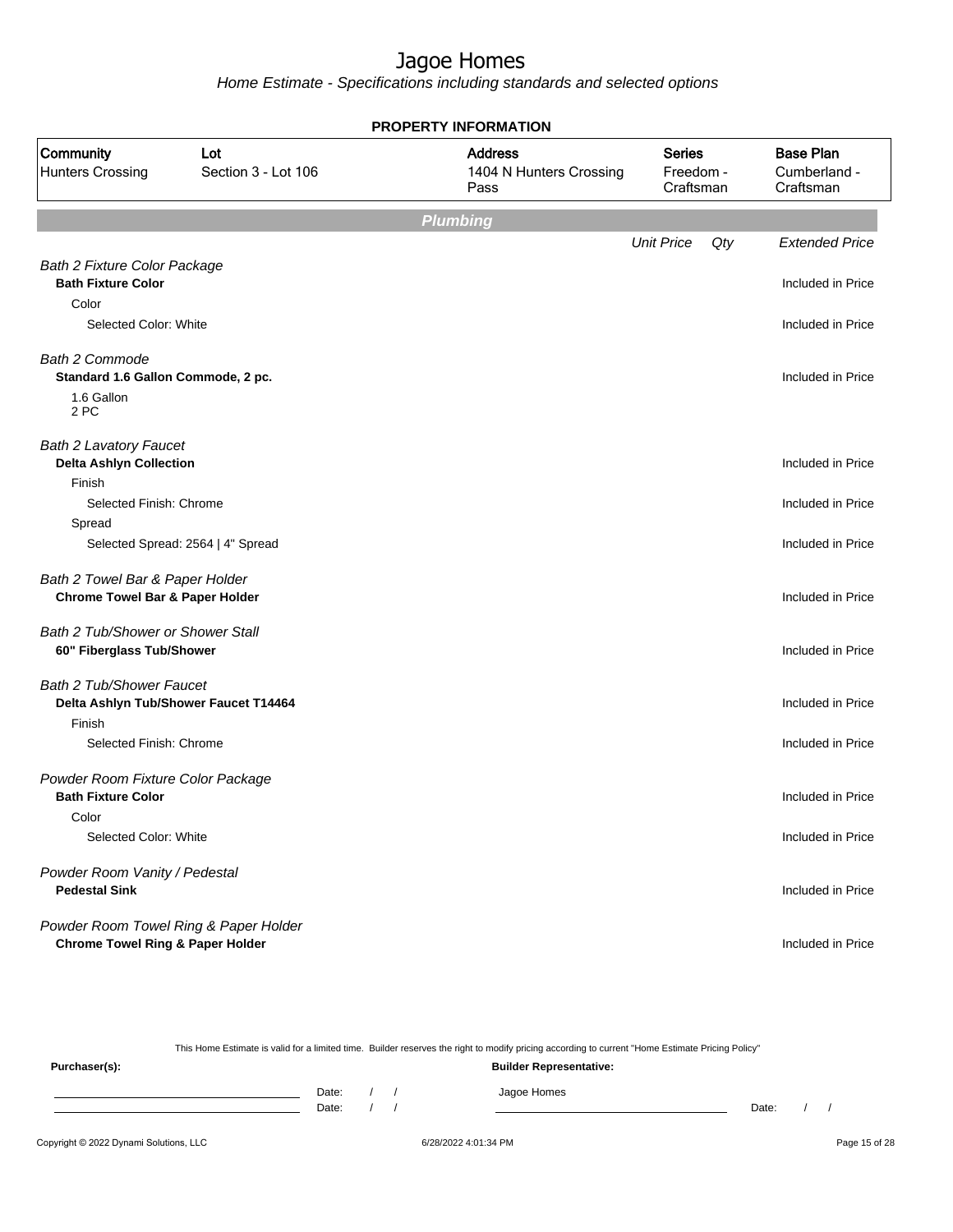# Jagoe Homes

*Home Estimate - Specifications including standards and selected options*

**PROPERTY INFORMATION**

| Community | Lot | Address | Series | Base Plan |
|---|---|---|---|---|
| Hunters Crossing | Section 3 - Lot 106 | 1404 N Hunters Crossing Pass | Freedom - Craftsman | Cumberland - Craftsman |

## Plumbing

| | Unit Price | Qty | Extended Price |
|---|---|---|---|
| *Bath 2 Fixture Color Package* | | | |
| **Bath Fixture Color** | | | Included in Price |
| Color | | | |
| Selected Color: White | | | Included in Price |
| *Bath 2 Commode* | | | |
| **Standard 1.6 Gallon Commode, 2 pc.** | | | Included in Price |
| 1.6 Gallon<br>2 PC | | | |
| *Bath 2 Lavatory Faucet* | | | |
| **Delta Ashlyn Collection** | | | Included in Price |
| Finish | | | |
| Selected Finish: Chrome | | | Included in Price |
| Spread | | | |
| Selected Spread: 2564 \| 4" Spread | | | Included in Price |
| *Bath 2 Towel Bar & Paper Holder* | | | |
| **Chrome Towel Bar & Paper Holder** | | | Included in Price |
| *Bath 2 Tub/Shower or Shower Stall* | | | |
| **60" Fiberglass Tub/Shower** | | | Included in Price |
| *Bath 2 Tub/Shower Faucet* | | | |
| **Delta Ashlyn Tub/Shower Faucet T14464** | | | Included in Price |
| Finish | | | |
| Selected Finish: Chrome | | | Included in Price |
| *Powder Room Fixture Color Package* | | | |
| **Bath Fixture Color** | | | Included in Price |
| Color | | | |
| Selected Color: White | | | Included in Price |
| *Powder Room Vanity / Pedestal* | | | |
| **Pedestal Sink** | | | Included in Price |
| *Powder Room Towel Ring & Paper Holder* | | | |
| **Chrome Towel Ring & Paper Holder** | | | Included in Price |

This Home Estimate is valid for a limited time. Builder reserves the right to modify pricing according to current "Home Estimate Pricing Policy"

**Purchaser(s):** Date: / / Date: / /

**Builder Representative:** Jagoe Homes Date: / /

Copyright © 2022 Dynami Solutions, LLC 6/28/2022 4:01:34 PM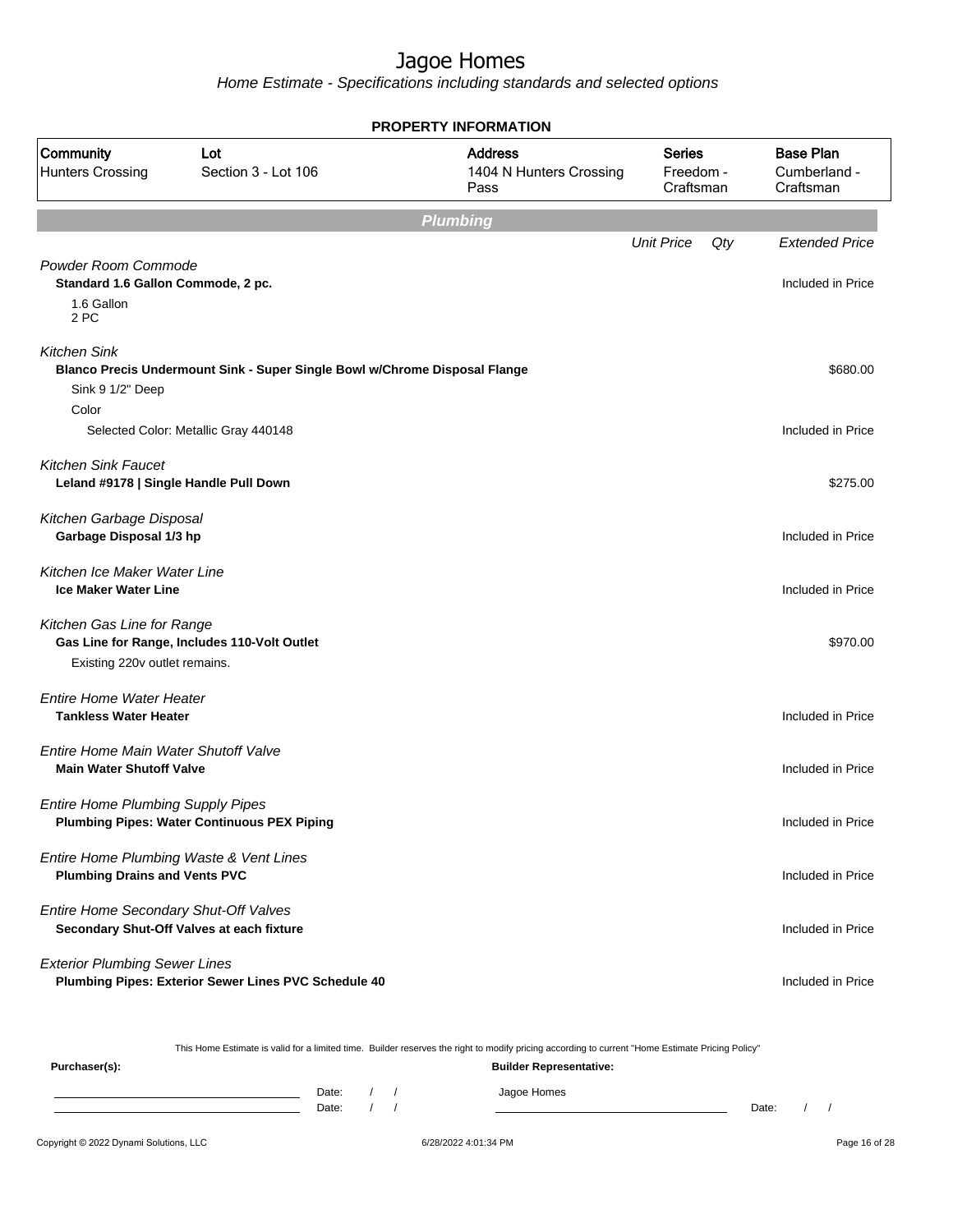# Jagoe Homes

*Home Estimate - Specifications including standards and selected options*

**PROPERTY INFORMATION**

| Community | Lot | Address | Series | Base Plan |
|---|---|---|---|---|
| Hunters Crossing | Section 3 - Lot 106 | 1404 N Hunters Crossing Pass | Freedom - Craftsman | Cumberland - Craftsman |

## Plumbing

| | Unit Price | Qty | Extended Price |
|---|---|---|---|
| *Powder Room Commode* | | | |
| **Standard 1.6 Gallon Commode, 2 pc.** | | | Included in Price |
| 1.6 Gallon<br>2 PC | | | |
| *Kitchen Sink* | | | |
| **Blanco Precis Undermount Sink - Super Single Bowl w/Chrome Disposal Flange** | | | $680.00 |
| Sink 9 1/2" Deep | | | |
| Color | | | |
| Selected Color: Metallic Gray 440148 | | | Included in Price |
| *Kitchen Sink Faucet* | | | |
| **Leland #9178 \| Single Handle Pull Down** | | | $275.00 |
| *Kitchen Garbage Disposal* | | | |
| **Garbage Disposal 1/3 hp** | | | Included in Price |
| *Kitchen Ice Maker Water Line* | | | |
| **Ice Maker Water Line** | | | Included in Price |
| *Kitchen Gas Line for Range* | | | |
| **Gas Line for Range, Includes 110-Volt Outlet** | | | $970.00 |
| Existing 220v outlet remains. | | | |
| *Entire Home Water Heater* | | | |
| **Tankless Water Heater** | | | Included in Price |
| *Entire Home Main Water Shutoff Valve* | | | |
| **Main Water Shutoff Valve** | | | Included in Price |
| *Entire Home Plumbing Supply Pipes* | | | |
| **Plumbing Pipes: Water Continuous PEX Piping** | | | Included in Price |
| *Entire Home Plumbing Waste & Vent Lines* | | | |
| **Plumbing Drains and Vents PVC** | | | Included in Price |
| *Entire Home Secondary Shut-Off Valves* | | | |
| **Secondary Shut-Off Valves at each fixture** | | | Included in Price |
| *Exterior Plumbing Sewer Lines* | | | |
| **Plumbing Pipes: Exterior Sewer Lines PVC Schedule 40** | | | Included in Price |

This Home Estimate is valid for a limited time. Builder reserves the right to modify pricing according to current "Home Estimate Pricing Policy"

**Purchaser(s):** Date: / / Date: / /

**Builder Representative:** Jagoe Homes Date: / /

Copyright © 2022 Dynami Solutions, LLC 6/28/2022 4:01:34 PM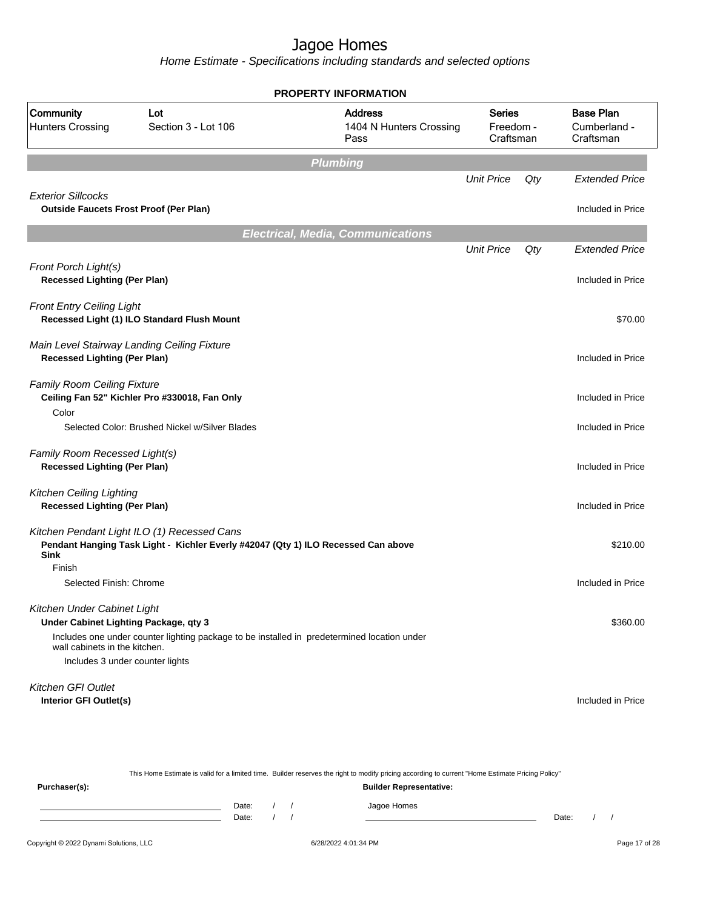# Jagoe Homes

*Home Estimate - Specifications including standards and selected options*

**PROPERTY INFORMATION**

| Community | Lot | Address | Series | Base Plan |
|---|---|---|---|---|
| Hunters Crossing | Section 3 - Lot 106 | 1404 N Hunters Crossing Pass | Freedom - Craftsman | Cumberland - Craftsman |

## Plumbing

| | Unit Price | Qty | Extended Price |
|---|---|---|---|
| *Exterior Sillcocks* | | | |
| **Outside Faucets Frost Proof (Per Plan)** | | | Included in Price |

## Electrical, Media, Communications

| | Unit Price | Qty | Extended Price |
|---|---|---|---|
| *Front Porch Light(s)* | | | |
| **Recessed Lighting (Per Plan)** | | | Included in Price |
| *Front Entry Ceiling Light* | | | |
| **Recessed Light (1) ILO Standard Flush Mount** | | | $70.00 |
| *Main Level Stairway Landing Ceiling Fixture* | | | |
| **Recessed Lighting (Per Plan)** | | | Included in Price |
| *Family Room Ceiling Fixture* | | | |
| **Ceiling Fan 52" Kichler Pro #330018, Fan Only** | | | Included in Price |
| Color | | | |
| Selected Color: Brushed Nickel w/Silver Blades | | | Included in Price |
| *Family Room Recessed Light(s)* | | | |
| **Recessed Lighting (Per Plan)** | | | Included in Price |
| *Kitchen Ceiling Lighting* | | | |
| **Recessed Lighting (Per Plan)** | | | Included in Price |
| *Kitchen Pendant Light ILO (1) Recessed Cans* | | | |
| **Pendant Hanging Task Light - Kichler Everly #42047 (Qty 1) ILO Recessed Can above Sink** | | | $210.00 |
| Finish | | | |
| Selected Finish: Chrome | | | Included in Price |
| *Kitchen Under Cabinet Light* | | | |
| **Under Cabinet Lighting Package, qty 3** | | | $360.00 |
| Includes one under counter lighting package to be installed in predetermined location under wall cabinets in the kitchen. | | | |
| Includes 3 under counter lights | | | |
| *Kitchen GFI Outlet* | | | |
| **Interior GFI Outlet(s)** | | | Included in Price |

This Home Estimate is valid for a limited time. Builder reserves the right to modify pricing according to current "Home Estimate Pricing Policy"

**Purchaser(s):** Date: / / Date: / /

**Builder Representative:** Jagoe Homes Date: / /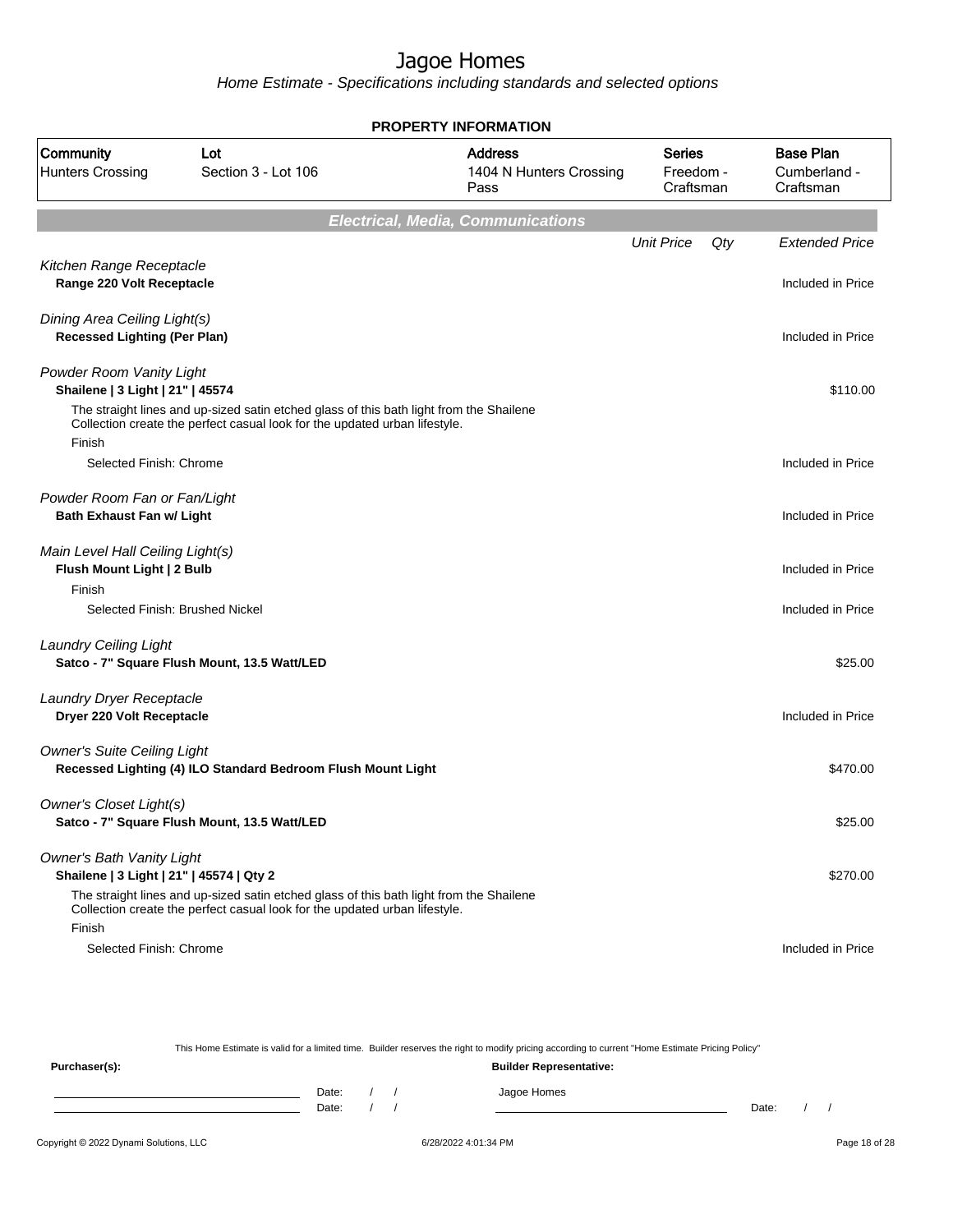# Jagoe Homes

Home Estimate - Specifications including standards and selected options

**PROPERTY INFORMATION**

| Community | Lot | Address | Series | Base Plan |
|---|---|---|---|---|
| Hunters Crossing | Section 3 - Lot 106 | 1404 N Hunters Crossing Pass | Freedom - Craftsman | Cumberland - Craftsman |

## Electrical, Media, Communications

| | Unit Price | Qty | Extended Price |
|---|---|---|---|
| *Kitchen Range Receptacle* | | | |
| **Range 220 Volt Receptacle** | | | Included in Price |
| *Dining Area Ceiling Light(s)* | | | |
| **Recessed Lighting (Per Plan)** | | | Included in Price |
| *Powder Room Vanity Light* | | | |
| **Shailene \| 3 Light \| 21" \| 45574** | | | $110.00 |
| The straight lines and up-sized satin etched glass of this bath light from the Shailene Collection create the perfect casual look for the updated urban lifestyle. | | | |
| Finish | | | |
| Selected Finish: Chrome | | | Included in Price |
| *Powder Room Fan or Fan/Light* | | | |
| **Bath Exhaust Fan w/ Light** | | | Included in Price |
| *Main Level Hall Ceiling Light(s)* | | | |
| **Flush Mount Light \| 2 Bulb** | | | Included in Price |
| Finish | | | |
| Selected Finish: Brushed Nickel | | | Included in Price |
| *Laundry Ceiling Light* | | | |
| **Satco - 7" Square Flush Mount, 13.5 Watt/LED** | | | $25.00 |
| *Laundry Dryer Receptacle* | | | |
| **Dryer 220 Volt Receptacle** | | | Included in Price |
| *Owner's Suite Ceiling Light* | | | |
| **Recessed Lighting (4) ILO Standard Bedroom Flush Mount Light** | | | $470.00 |
| *Owner's Closet Light(s)* | | | |
| **Satco - 7" Square Flush Mount, 13.5 Watt/LED** | | | $25.00 |
| *Owner's Bath Vanity Light* | | | |
| **Shailene \| 3 Light \| 21" \| 45574 \| Qty 2** | | | $270.00 |
| The straight lines and up-sized satin etched glass of this bath light from the Shailene Collection create the perfect casual look for the updated urban lifestyle. | | | |
| Finish | | | |
| Selected Finish: Chrome | | | Included in Price |

This Home Estimate is valid for a limited time. Builder reserves the right to modify pricing according to current "Home Estimate Pricing Policy"

**Purchaser(s):**

Date: / /

Date: / /

**Builder Representative:**

Jagoe Homes

Date: / /

Copyright © 2022 Dynami Solutions, LLC 6/28/2022 4:01:34 PM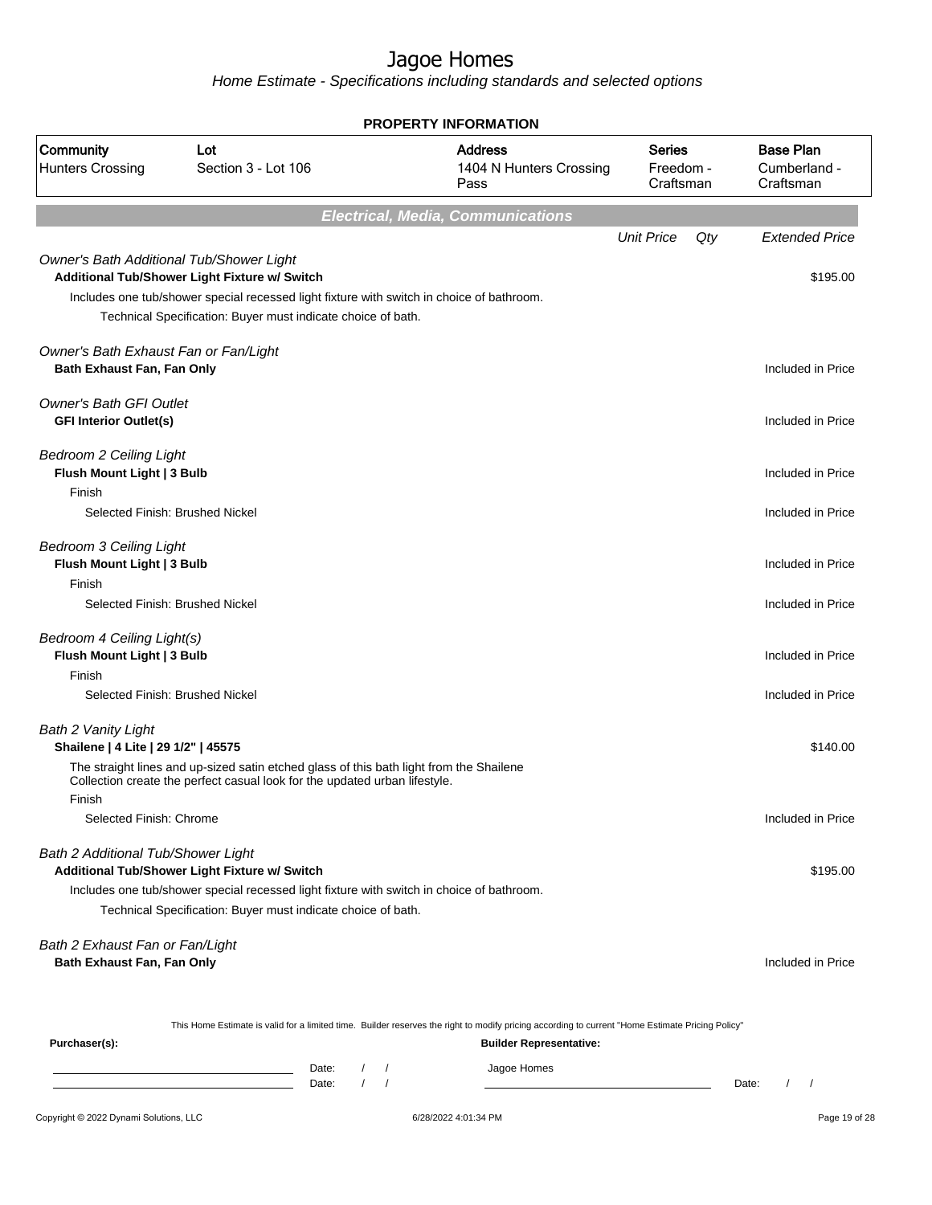# Jagoe Homes

*Home Estimate - Specifications including standards and selected options*

**PROPERTY INFORMATION**

| Community | Lot | Address | Series | Base Plan |
|---|---|---|---|---|
| Hunters Crossing | Section 3 - Lot 106 | 1404 N Hunters Crossing Pass | Freedom - Craftsman | Cumberland - Craftsman |

## Electrical, Media, Communications

| | Unit Price | Qty | Extended Price |
|---|---|---|---|
| *Owner's Bath Additional Tub/Shower Light* | | | |
| **Additional Tub/Shower Light Fixture w/ Switch** | | | $195.00 |
| Includes one tub/shower special recessed light fixture with switch in choice of bathroom. | | | |
| Technical Specification: Buyer must indicate choice of bath. | | | |
| *Owner's Bath Exhaust Fan or Fan/Light* | | | |
| **Bath Exhaust Fan, Fan Only** | | | Included in Price |
| *Owner's Bath GFI Outlet* | | | |
| **GFI Interior Outlet(s)** | | | Included in Price |
| *Bedroom 2 Ceiling Light* | | | |
| **Flush Mount Light \| 3 Bulb** | | | Included in Price |
| Finish | | | |
| Selected Finish: Brushed Nickel | | | Included in Price |
| *Bedroom 3 Ceiling Light* | | | |
| **Flush Mount Light \| 3 Bulb** | | | Included in Price |
| Finish | | | |
| Selected Finish: Brushed Nickel | | | Included in Price |
| *Bedroom 4 Ceiling Light(s)* | | | |
| **Flush Mount Light \| 3 Bulb** | | | Included in Price |
| Finish | | | |
| Selected Finish: Brushed Nickel | | | Included in Price |
| *Bath 2 Vanity Light* | | | |
| **Shailene \| 4 Lite \| 29 1/2" \| 45575** | | | $140.00 |
| The straight lines and up-sized satin etched glass of this bath light from the Shailene Collection create the perfect casual look for the updated urban lifestyle. | | | |
| Finish | | | |
| Selected Finish: Chrome | | | Included in Price |
| *Bath 2 Additional Tub/Shower Light* | | | |
| **Additional Tub/Shower Light Fixture w/ Switch** | | | $195.00 |
| Includes one tub/shower special recessed light fixture with switch in choice of bathroom. | | | |
| Technical Specification: Buyer must indicate choice of bath. | | | |
| *Bath 2 Exhaust Fan or Fan/Light* | | | |
| **Bath Exhaust Fan, Fan Only** | | | Included in Price |

This Home Estimate is valid for a limited time. Builder reserves the right to modify pricing according to current "Home Estimate Pricing Policy"

**Purchaser(s):**

Date: / /

Date: / /

**Builder Representative:**

Jagoe Homes

Date: / /

Copyright © 2022 Dynami Solutions, LLC — 6/28/2022 4:01:34 PM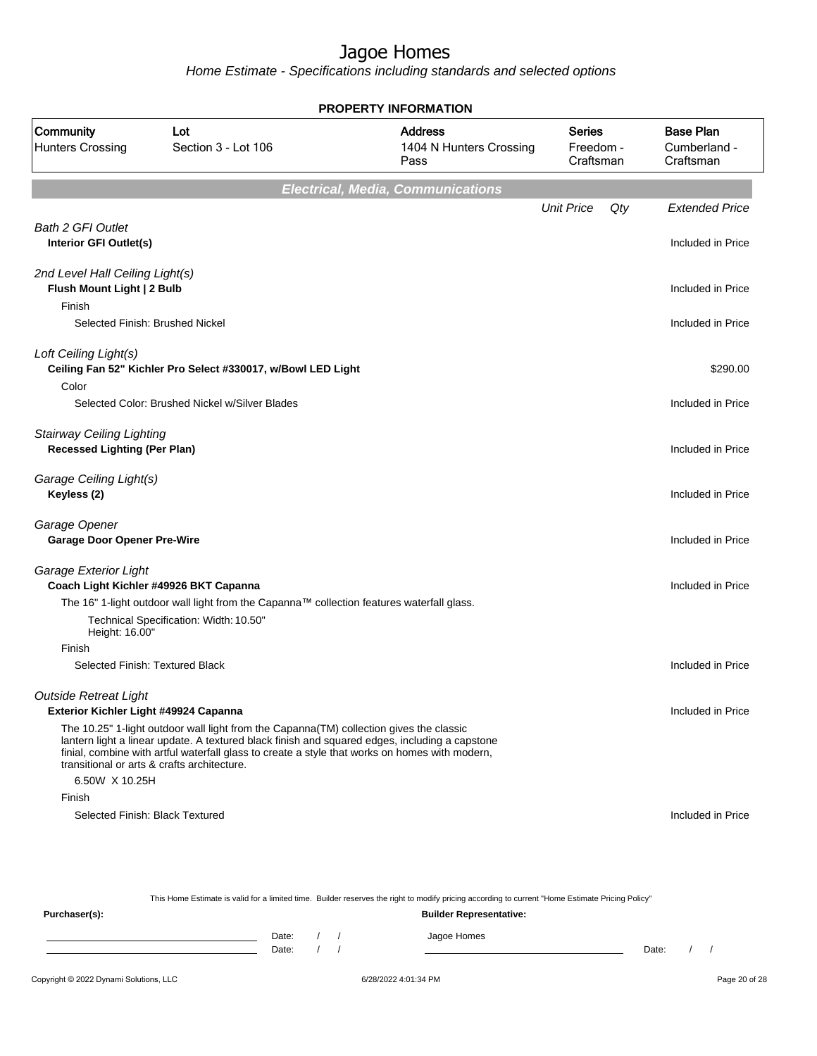# Jagoe Homes

*Home Estimate - Specifications including standards and selected options*

**PROPERTY INFORMATION**

| Community | Lot | Address | Series | Base Plan |
|---|---|---|---|---|
| Hunters Crossing | Section 3 - Lot 106 | 1404 N Hunters Crossing Pass | Freedom - Craftsman | Cumberland - Craftsman |

## Electrical, Media, Communications

| | Unit Price | Qty | Extended Price |
|---|---|---|---|
| *Bath 2 GFI Outlet* | | | |
| **Interior GFI Outlet(s)** | | | Included in Price |
| *2nd Level Hall Ceiling Light(s)* | | | |
| **Flush Mount Light \| 2 Bulb** | | | Included in Price |
| Finish | | | |
| Selected Finish: Brushed Nickel | | | Included in Price |
| *Loft Ceiling Light(s)* | | | |
| **Ceiling Fan 52" Kichler Pro Select #330017, w/Bowl LED Light** | | | $290.00 |
| Color | | | |
| Selected Color: Brushed Nickel w/Silver Blades | | | Included in Price |
| *Stairway Ceiling Lighting* | | | |
| **Recessed Lighting (Per Plan)** | | | Included in Price |
| *Garage Ceiling Light(s)* | | | |
| **Keyless (2)** | | | Included in Price |
| *Garage Opener* | | | |
| **Garage Door Opener Pre-Wire** | | | Included in Price |
| *Garage Exterior Light* | | | |
| **Coach Light Kichler #49926 BKT Capanna** | | | Included in Price |
| The 16" 1-light outdoor wall light from the Capanna™ collection features waterfall glass. | | | |
| Technical Specification: Width: 10.50" Height: 16.00" | | | |
| Finish | | | |
| Selected Finish: Textured Black | | | Included in Price |
| *Outside Retreat Light* | | | |
| **Exterior Kichler Light #49924 Capanna** | | | Included in Price |
| The 10.25" 1-light outdoor wall light from the Capanna(TM) collection gives the classic lantern light a linear update. A textured black finish and squared edges, including a capstone finial, combine with artful waterfall glass to create a style that works on homes with modern, transitional or arts & crafts architecture. | | | |
| 6.50W X 10.25H | | | |
| Finish | | | |
| Selected Finish: Black Textured | | | Included in Price |

This Home Estimate is valid for a limited time. Builder reserves the right to modify pricing according to current "Home Estimate Pricing Policy"

**Purchaser(s):** **Builder Representative:**

Date: / / Jagoe Homes

Date: / / Date: / /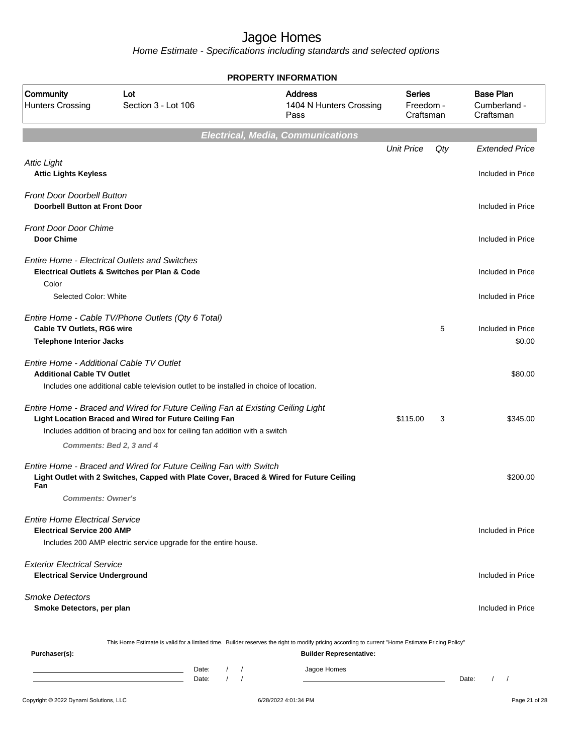# Jagoe Homes

*Home Estimate - Specifications including standards and selected options*

**PROPERTY INFORMATION**

| Community | Lot | Address | Series | Base Plan |
|---|---|---|---|---|
| Hunters Crossing | Section 3 - Lot 106 | 1404 N Hunters Crossing Pass | Freedom - Craftsman | Cumberland - Craftsman |

## Electrical, Media, Communications

| | Unit Price | Qty | Extended Price |
|---|---|---|---|
| *Attic Light* | | | |
| **Attic Lights Keyless** | | | Included in Price |
| *Front Door Doorbell Button* | | | |
| **Doorbell Button at Front Door** | | | Included in Price |
| *Front Door Door Chime* | | | |
| **Door Chime** | | | Included in Price |
| *Entire Home - Electrical Outlets and Switches* | | | |
| **Electrical Outlets & Switches per Plan & Code** | | | Included in Price |
| Color | | | |
| Selected Color: White | | | Included in Price |
| *Entire Home - Cable TV/Phone Outlets (Qty 6 Total)* | | | |
| **Cable TV Outlets, RG6 wire** | | 5 | Included in Price |
| **Telephone Interior Jacks** | | | $0.00 |
| *Entire Home - Additional Cable TV Outlet* | | | |
| **Additional Cable TV Outlet** | | | $80.00 |
| Includes one additional cable television outlet to be installed in choice of location. | | | |
| *Entire Home - Braced and Wired for Future Ceiling Fan at Existing Ceiling Light* | | | |
| **Light Location Braced and Wired for Future Ceiling Fan** | $115.00 | 3 | $345.00 |
| Includes addition of bracing and box for ceiling fan addition with a switch | | | |
| ***Comments: Bed 2, 3 and 4*** | | | |
| *Entire Home - Braced and Wired for Future Ceiling Fan with Switch* | | | |
| **Light Outlet with 2 Switches, Capped with Plate Cover, Braced & Wired for Future Ceiling Fan** | | | $200.00 |
| ***Comments: Owner's*** | | | |
| *Entire Home Electrical Service* | | | |
| **Electrical Service 200 AMP** | | | Included in Price |
| Includes 200 AMP electric service upgrade for the entire house. | | | |
| *Exterior Electrical Service* | | | |
| **Electrical Service Underground** | | | Included in Price |
| *Smoke Detectors* | | | |
| **Smoke Detectors, per plan** | | | Included in Price |

This Home Estimate is valid for a limited time. Builder reserves the right to modify pricing according to current "Home Estimate Pricing Policy"

**Purchaser(s):**

Date: / /

Date: / /

**Builder Representative:**

Jagoe Homes

Date: / /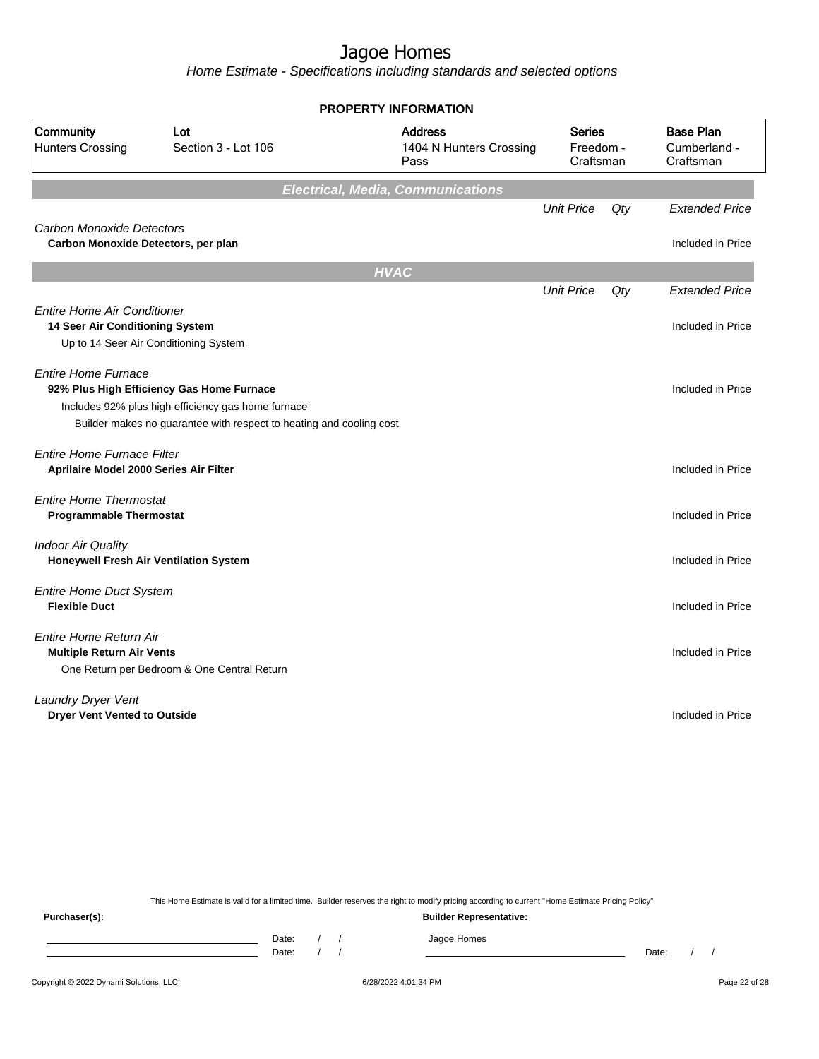# Jagoe Homes

*Home Estimate - Specifications including standards and selected options*

## PROPERTY INFORMATION

| Community | Lot | Address | Series | Base Plan |
|---|---|---|---|---|
| Hunters Crossing | Section 3 - Lot 106 | 1404 N Hunters Crossing Pass | Freedom - Craftsman | Cumberland - Craftsman |

## Electrical, Media, Communications

| | Unit Price | Qty | Extended Price |
|---|---|---|---|
| *Carbon Monoxide Detectors* | | | |
| **Carbon Monoxide Detectors, per plan** | | | Included in Price |

## HVAC

| | Unit Price | Qty | Extended Price |
|---|---|---|---|
| *Entire Home Air Conditioner* | | | |
| **14 Seer Air Conditioning System** | | | Included in Price |
| Up to 14 Seer Air Conditioning System | | | |
| *Entire Home Furnace* | | | |
| **92% Plus High Efficiency Gas Home Furnace** | | | Included in Price |
| Includes 92% plus high efficiency gas home furnace | | | |
| Builder makes no guarantee with respect to heating and cooling cost | | | |
| *Entire Home Furnace Filter* | | | |
| **Aprilaire Model 2000 Series Air Filter** | | | Included in Price |
| *Entire Home Thermostat* | | | |
| **Programmable Thermostat** | | | Included in Price |
| *Indoor Air Quality* | | | |
| **Honeywell Fresh Air Ventilation System** | | | Included in Price |
| *Entire Home Duct System* | | | |
| **Flexible Duct** | | | Included in Price |
| *Entire Home Return Air* | | | |
| **Multiple Return Air Vents** | | | Included in Price |
| One Return per Bedroom & One Central Return | | | |
| *Laundry Dryer Vent* | | | |
| **Dryer Vent Vented to Outside** | | | Included in Price |

This Home Estimate is valid for a limited time. Builder reserves the right to modify pricing according to current "Home Estimate Pricing Policy"

**Purchaser(s):** 

Date: / /

Date: / /

**Builder Representative:**

Jagoe Homes

Date: / /

Copyright © 2022 Dynami Solutions, LLC    6/28/2022 4:01:34 PM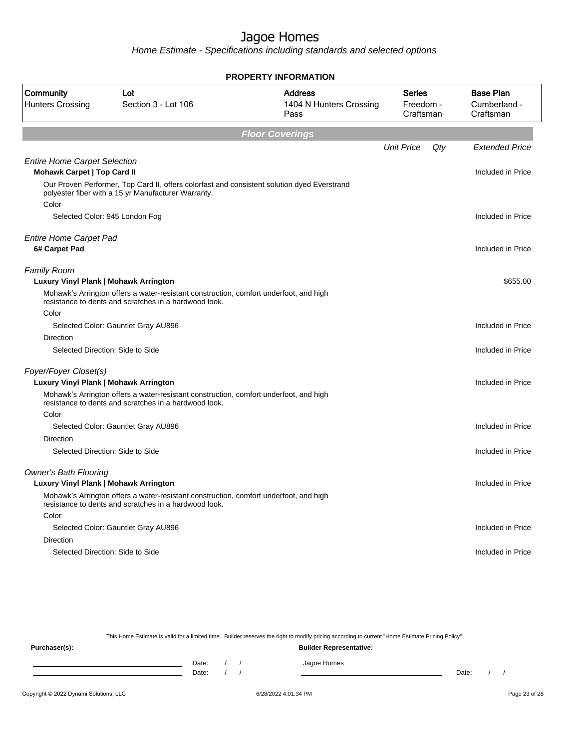# Jagoe Homes

*Home Estimate - Specifications including standards and selected options*

**PROPERTY INFORMATION**

| Community | Lot | Address | Series | Base Plan |
|---|---|---|---|---|
| Hunters Crossing | Section 3 - Lot 106 | 1404 N Hunters Crossing Pass | Freedom - Craftsman | Cumberland - Craftsman |

## Floor Coverings

| | Unit Price | Qty | Extended Price |
|---|---|---|---|
| *Entire Home Carpet Selection* | | | |
| **Mohawk Carpet \| Top Card II** | | | Included in Price |
| Our Proven Performer, Top Card II, offers colorfast and consistent solution dyed Everstrand polyester fiber with a 15 yr Manufacturer Warranty. | | | |
| Color | | | |
| Selected Color: 945 London Fog | | | Included in Price |
| *Entire Home Carpet Pad* | | | |
| **6# Carpet Pad** | | | Included in Price |
| *Family Room* | | | |
| **Luxury Vinyl Plank \| Mohawk Arrington** | | | $655.00 |
| Mohawk's Arrington offers a water-resistant construction, comfort underfoot, and high resistance to dents and scratches in a hardwood look. | | | |
| Color | | | |
| Selected Color: Gauntlet Gray AU896 | | | Included in Price |
| Direction | | | |
| Selected Direction: Side to Side | | | Included in Price |
| *Foyer/Foyer Closet(s)* | | | |
| **Luxury Vinyl Plank \| Mohawk Arrington** | | | Included in Price |
| Mohawk's Arrington offers a water-resistant construction, comfort underfoot, and high resistance to dents and scratches in a hardwood look. | | | |
| Color | | | |
| Selected Color: Gauntlet Gray AU896 | | | Included in Price |
| Direction | | | |
| Selected Direction: Side to Side | | | Included in Price |
| *Owner's Bath Flooring* | | | |
| **Luxury Vinyl Plank \| Mohawk Arrington** | | | Included in Price |
| Mohawk's Arrington offers a water-resistant construction, comfort underfoot, and high resistance to dents and scratches in a hardwood look. | | | |
| Color | | | |
| Selected Color: Gauntlet Gray AU896 | | | Included in Price |
| Direction | | | |
| Selected Direction: Side to Side | | | Included in Price |

This Home Estimate is valid for a limited time. Builder reserves the right to modify pricing according to current "Home Estimate Pricing Policy"

**Purchaser(s):** **Builder Representative:**

Date: / / Jagoe Homes

Date: / / Date: / /

Copyright © 2022 Dynami Solutions, LLC 6/28/2022 4:01:34 PM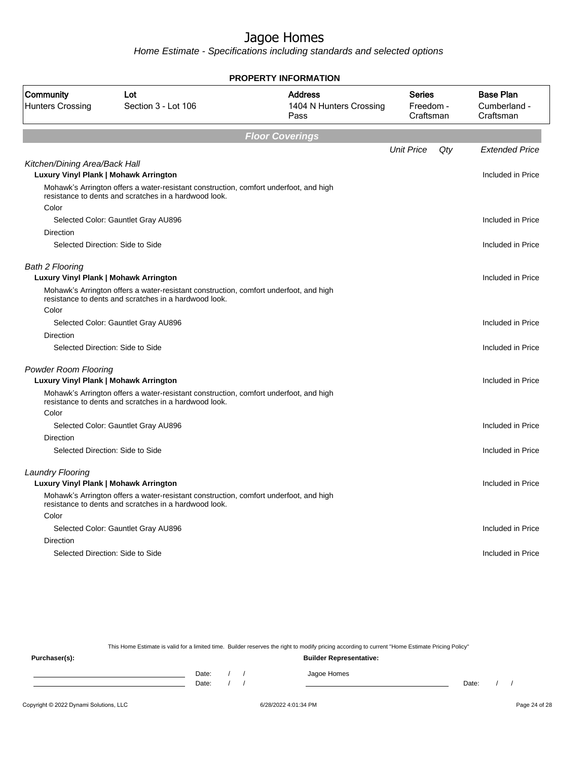# Jagoe Homes

*Home Estimate - Specifications including standards and selected options*

**PROPERTY INFORMATION**

| Community | Lot | Address | Series | Base Plan |
|---|---|---|---|---|
| Hunters Crossing | Section 3 - Lot 106 | 1404 N Hunters Crossing Pass | Freedom - Craftsman | Cumberland - Craftsman |

## Floor Coverings

| | Unit Price | Qty | Extended Price |
|---|---|---|---|
| *Kitchen/Dining Area/Back Hall* | | | |
| **Luxury Vinyl Plank \| Mohawk Arrington** | | | Included in Price |
| Mohawk's Arrington offers a water-resistant construction, comfort underfoot, and high resistance to dents and scratches in a hardwood look. | | | |
| Color | | | |
| Selected Color: Gauntlet Gray AU896 | | | Included in Price |
| Direction | | | |
| Selected Direction: Side to Side | | | Included in Price |
| *Bath 2 Flooring* | | | |
| **Luxury Vinyl Plank \| Mohawk Arrington** | | | Included in Price |
| Mohawk's Arrington offers a water-resistant construction, comfort underfoot, and high resistance to dents and scratches in a hardwood look. | | | |
| Color | | | |
| Selected Color: Gauntlet Gray AU896 | | | Included in Price |
| Direction | | | |
| Selected Direction: Side to Side | | | Included in Price |
| *Powder Room Flooring* | | | |
| **Luxury Vinyl Plank \| Mohawk Arrington** | | | Included in Price |
| Mohawk's Arrington offers a water-resistant construction, comfort underfoot, and high resistance to dents and scratches in a hardwood look. | | | |
| Color | | | |
| Selected Color: Gauntlet Gray AU896 | | | Included in Price |
| Direction | | | |
| Selected Direction: Side to Side | | | Included in Price |
| *Laundry Flooring* | | | |
| **Luxury Vinyl Plank \| Mohawk Arrington** | | | Included in Price |
| Mohawk's Arrington offers a water-resistant construction, comfort underfoot, and high resistance to dents and scratches in a hardwood look. | | | |
| Color | | | |
| Selected Color: Gauntlet Gray AU896 | | | Included in Price |
| Direction | | | |
| Selected Direction: Side to Side | | | Included in Price |

This Home Estimate is valid for a limited time. Builder reserves the right to modify pricing according to current "Home Estimate Pricing Policy"

**Purchaser(s):**

Date: / /

Date: / /

**Builder Representative:**

Jagoe Homes

Date: / /

Copyright © 2022 Dynami Solutions, LLC 6/28/2022 4:01:34 PM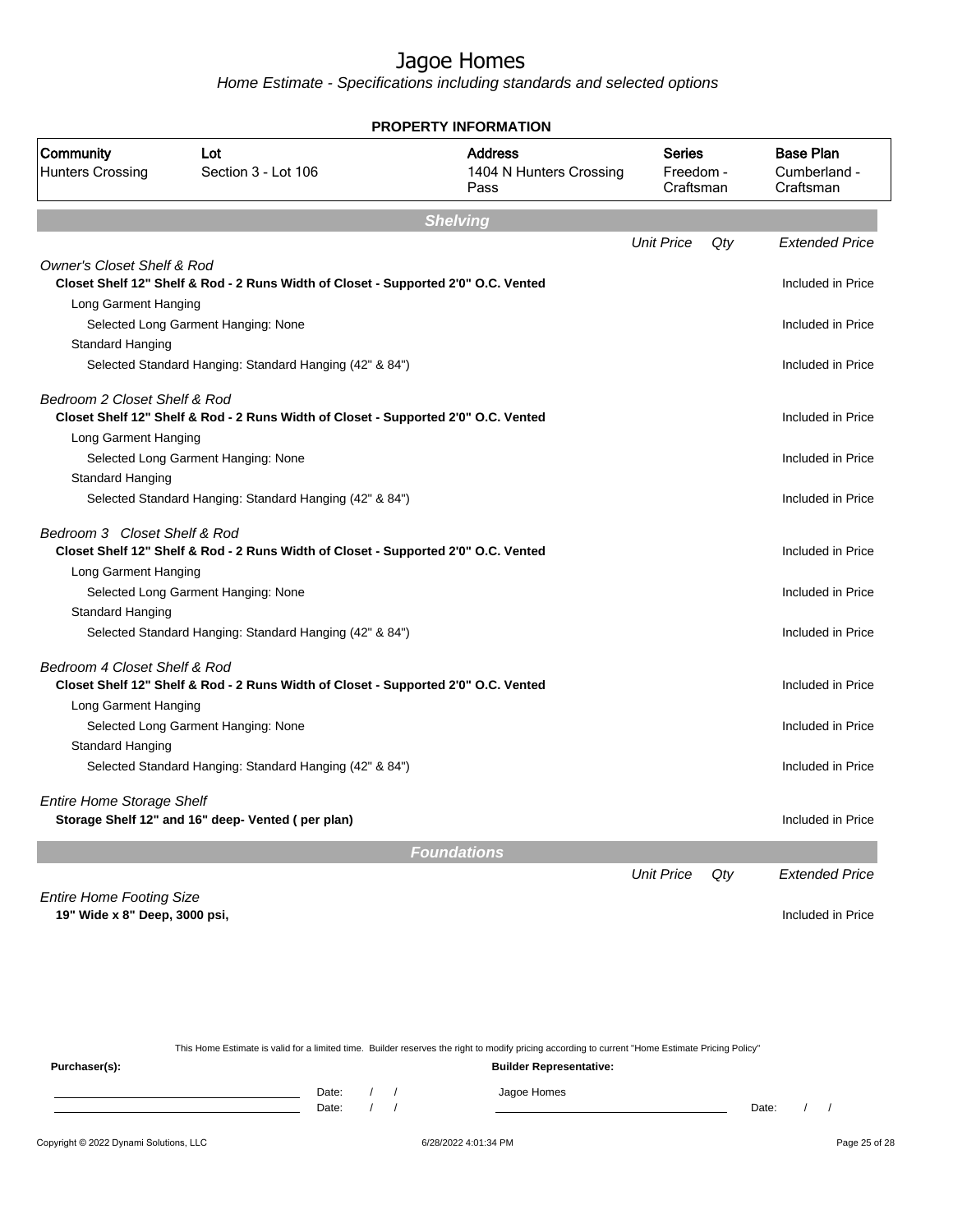# Jagoe Homes

*Home Estimate - Specifications including standards and selected options*

**PROPERTY INFORMATION**

| Community | Lot | Address | Series | Base Plan |
|---|---|---|---|---|
| Hunters Crossing | Section 3 - Lot 106 | 1404 N Hunters Crossing Pass | Freedom - Craftsman | Cumberland - Craftsman |

## Shelving

| | Unit Price | Qty | Extended Price |
|---|---|---|---|
| *Owner's Closet Shelf & Rod* | | | |
| **Closet Shelf 12" Shelf & Rod - 2 Runs Width of Closet - Supported 2'0" O.C. Vented** | | | Included in Price |
| Long Garment Hanging | | | |
| Selected Long Garment Hanging: None | | | Included in Price |
| Standard Hanging | | | |
| Selected Standard Hanging: Standard Hanging (42" & 84") | | | Included in Price |
| *Bedroom 2 Closet Shelf & Rod* | | | |
| **Closet Shelf 12" Shelf & Rod - 2 Runs Width of Closet - Supported 2'0" O.C. Vented** | | | Included in Price |
| Long Garment Hanging | | | |
| Selected Long Garment Hanging: None | | | Included in Price |
| Standard Hanging | | | |
| Selected Standard Hanging: Standard Hanging (42" & 84") | | | Included in Price |
| *Bedroom 3 Closet Shelf & Rod* | | | |
| **Closet Shelf 12" Shelf & Rod - 2 Runs Width of Closet - Supported 2'0" O.C. Vented** | | | Included in Price |
| Long Garment Hanging | | | |
| Selected Long Garment Hanging: None | | | Included in Price |
| Standard Hanging | | | |
| Selected Standard Hanging: Standard Hanging (42" & 84") | | | Included in Price |
| *Bedroom 4 Closet Shelf & Rod* | | | |
| **Closet Shelf 12" Shelf & Rod - 2 Runs Width of Closet - Supported 2'0" O.C. Vented** | | | Included in Price |
| Long Garment Hanging | | | |
| Selected Long Garment Hanging: None | | | Included in Price |
| Standard Hanging | | | |
| Selected Standard Hanging: Standard Hanging (42" & 84") | | | Included in Price |
| *Entire Home Storage Shelf* | | | |
| **Storage Shelf 12" and 16" deep- Vented ( per plan)** | | | Included in Price |

## Foundations

| | Unit Price | Qty | Extended Price |
|---|---|---|---|
| *Entire Home Footing Size* | | | |
| **19" Wide x 8" Deep, 3000 psi,** | | | Included in Price |

This Home Estimate is valid for a limited time. Builder reserves the right to modify pricing according to current "Home Estimate Pricing Policy"

**Purchaser(s):** **Builder Representative:**

Date: / / Jagoe Homes
Date: / / Date: / /

Copyright © 2022 Dynami Solutions, LLC 6/28/2022 4:01:34 PM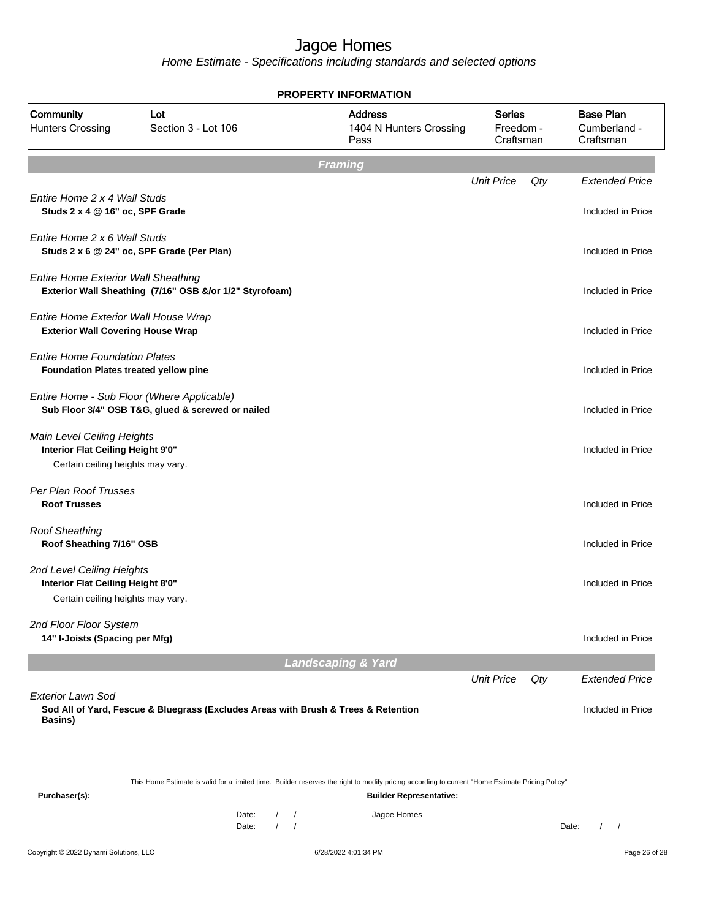# Jagoe Homes

*Home Estimate - Specifications including standards and selected options*

## PROPERTY INFORMATION

| Community | Lot | Address | Series | Base Plan |
|---|---|---|---|---|
| Hunters Crossing | Section 3 - Lot 106 | 1404 N Hunters Crossing Pass | Freedom - Craftsman | Cumberland - Craftsman |

## Framing

| | Unit Price | Qty | Extended Price |
|---|---|---|---|
| *Entire Home 2 x 4 Wall Studs*<br>**Studs 2 x 4 @ 16" oc, SPF Grade** | | | Included in Price |
| *Entire Home 2 x 6 Wall Studs*<br>**Studs 2 x 6 @ 24" oc, SPF Grade (Per Plan)** | | | Included in Price |
| *Entire Home Exterior Wall Sheathing*<br>**Exterior Wall Sheathing (7/16" OSB &/or 1/2" Styrofoam)** | | | Included in Price |
| *Entire Home Exterior Wall House Wrap*<br>**Exterior Wall Covering House Wrap** | | | Included in Price |
| *Entire Home Foundation Plates*<br>**Foundation Plates treated yellow pine** | | | Included in Price |
| *Entire Home - Sub Floor (Where Applicable)*<br>**Sub Floor 3/4" OSB T&G, glued & screwed or nailed** | | | Included in Price |
| *Main Level Ceiling Heights*<br>**Interior Flat Ceiling Height 9'0"**<br>Certain ceiling heights may vary. | | | Included in Price |
| *Per Plan Roof Trusses*<br>**Roof Trusses** | | | Included in Price |
| *Roof Sheathing*<br>**Roof Sheathing 7/16" OSB** | | | Included in Price |
| *2nd Level Ceiling Heights*<br>**Interior Flat Ceiling Height 8'0"**<br>Certain ceiling heights may vary. | | | Included in Price |
| *2nd Floor Floor System*<br>**14" I-Joists (Spacing per Mfg)** | | | Included in Price |

## Landscaping & Yard

| | Unit Price | Qty | Extended Price |
|---|---|---|---|
| *Exterior Lawn Sod*<br>**Sod All of Yard, Fescue & Bluegrass (Excludes Areas with Brush & Trees & Retention Basins)** | | | Included in Price |

This Home Estimate is valid for a limited time. Builder reserves the right to modify pricing according to current "Home Estimate Pricing Policy"

**Purchaser(s):**

______________________ Date: / /

______________________ Date: / /

**Builder Representative:**

Jagoe Homes

______________________ Date: / /

Copyright © 2022 Dynami Solutions, LLC — 6/28/2022 4:01:34 PM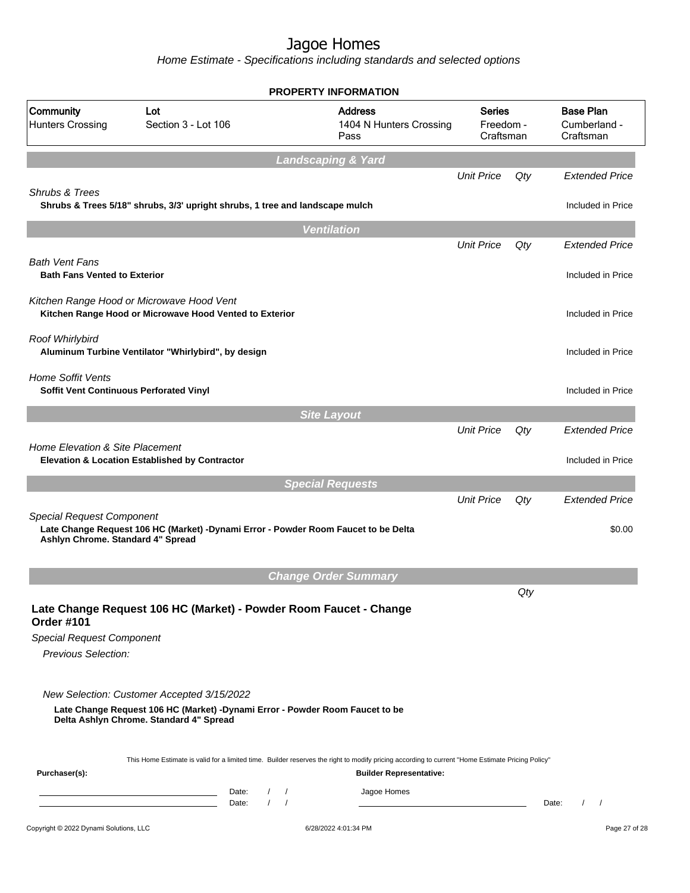# Jagoe Homes

*Home Estimate - Specifications including standards and selected options*

**PROPERTY INFORMATION**

| Community | Lot | Address | Series | Base Plan |
|---|---|---|---|---|
| Hunters Crossing | Section 3 - Lot 106 | 1404 N Hunters Crossing Pass | Freedom - Craftsman | Cumberland - Craftsman |

## Landscaping & Yard

| | Unit Price | Qty | Extended Price |
|---|---|---|---|
| *Shrubs & Trees*<br>**Shrubs & Trees 5/18" shrubs, 3/3' upright shrubs, 1 tree and landscape mulch** | | | Included in Price |

## Ventilation

| | Unit Price | Qty | Extended Price |
|---|---|---|---|
| *Bath Vent Fans*<br>**Bath Fans Vented to Exterior** | | | Included in Price |
| *Kitchen Range Hood or Microwave Hood Vent*<br>**Kitchen Range Hood or Microwave Hood Vented to Exterior** | | | Included in Price |
| *Roof Whirlybird*<br>**Aluminum Turbine Ventilator "Whirlybird", by design** | | | Included in Price |
| *Home Soffit Vents*<br>**Soffit Vent Continuous Perforated Vinyl** | | | Included in Price |

## Site Layout

| | Unit Price | Qty | Extended Price |
|---|---|---|---|
| *Home Elevation & Site Placement*<br>**Elevation & Location Established by Contractor** | | | Included in Price |

## Special Requests

| | Unit Price | Qty | Extended Price |
|---|---|---|---|
| *Special Request Component*<br>**Late Change Request 106 HC (Market) -Dynami Error - Powder Room Faucet to be Delta Ashlyn Chrome. Standard 4" Spread** | | | $0.00 |

## Change Order Summary

Qty

### Late Change Request 106 HC (Market) - Powder Room Faucet - Change Order #101

*Special Request Component*

*Previous Selection:*

*New Selection: Customer Accepted 3/15/2022*

**Late Change Request 106 HC (Market) -Dynami Error - Powder Room Faucet to be Delta Ashlyn Chrome. Standard 4" Spread**

This Home Estimate is valid for a limited time. Builder reserves the right to modify pricing according to current "Home Estimate Pricing Policy"

**Purchaser(s):**

______________________ Date: / /

______________________ Date: / /

**Builder Representative:**

Jagoe Homes

______________________ Date: / /

Copyright © 2022 Dynami Solutions, LLC 6/28/2022 4:01:34 PM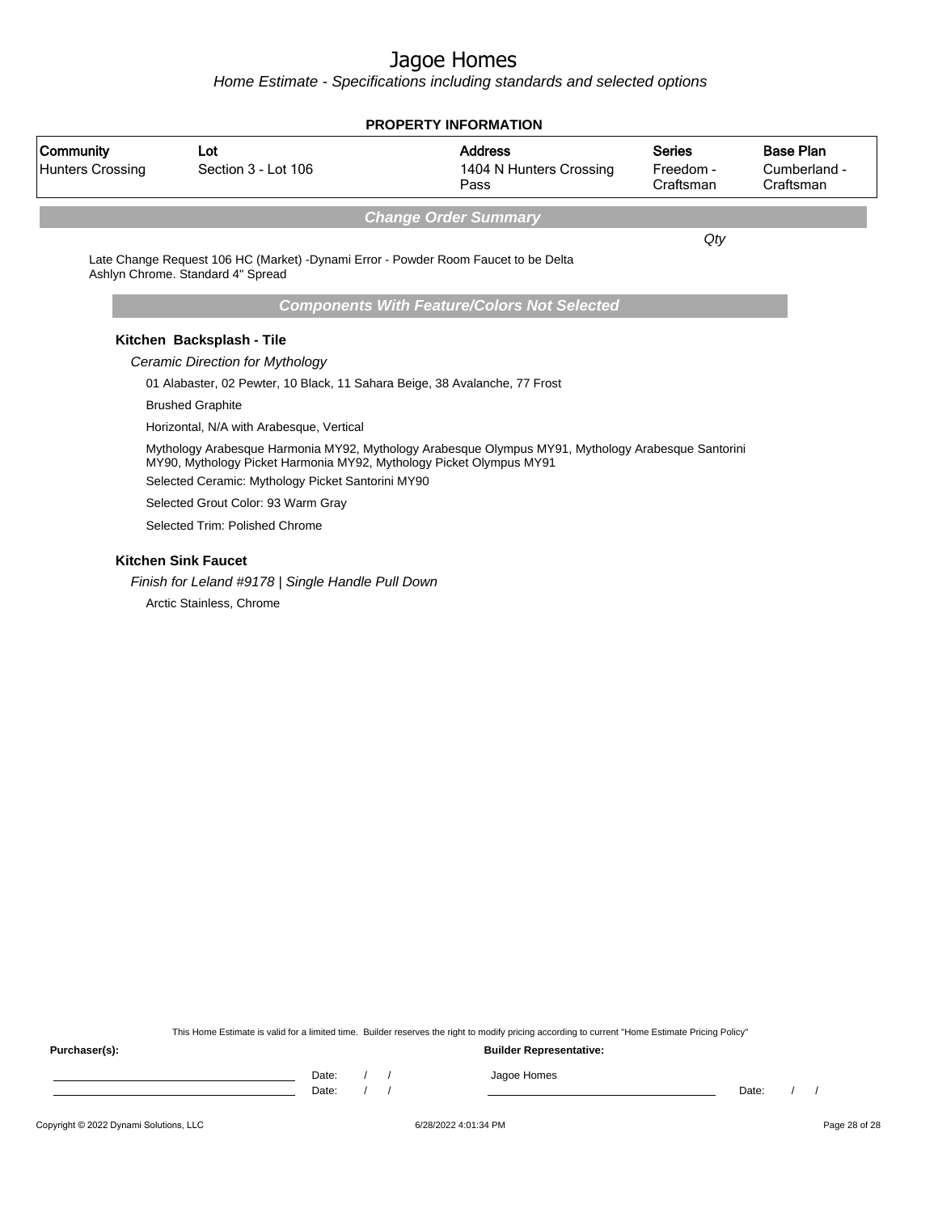# Jagoe Homes

*Home Estimate - Specifications including standards and selected options*

**PROPERTY INFORMATION**

| Community | Lot | Address | Series | Base Plan |
|---|---|---|---|---|
| Hunters Crossing | Section 3 - Lot 106 | 1404 N Hunters Crossing Pass | Freedom - Craftsman | Cumberland - Craftsman |

**Change Order Summary**

*Qty*

Late Change Request 106 HC (Market) -Dynami Error - Powder Room Faucet to be Delta Ashlyn Chrome. Standard 4" Spread

**Components With Feature/Colors Not Selected**

### Kitchen Backsplash - Tile

*Ceramic Direction for Mythology*

01 Alabaster, 02 Pewter, 10 Black, 11 Sahara Beige, 38 Avalanche, 77 Frost

Brushed Graphite

Horizontal, N/A with Arabesque, Vertical

Mythology Arabesque Harmonia MY92, Mythology Arabesque Olympus MY91, Mythology Arabesque Santorini MY90, Mythology Picket Harmonia MY92, Mythology Picket Olympus MY91

Selected Ceramic: Mythology Picket Santorini MY90

Selected Grout Color: 93 Warm Gray

Selected Trim: Polished Chrome

### Kitchen Sink Faucet

*Finish for Leland #9178 | Single Handle Pull Down*

Arctic Stainless, Chrome

This Home Estimate is valid for a limited time. Builder reserves the right to modify pricing according to current "Home Estimate Pricing Policy"

**Purchaser(s):** **Builder Representative:**

Date: / / Jagoe Homes

Date: / / Date: / /

Copyright © 2022 Dynami Solutions, LLC 6/28/2022 4:01:34 PM